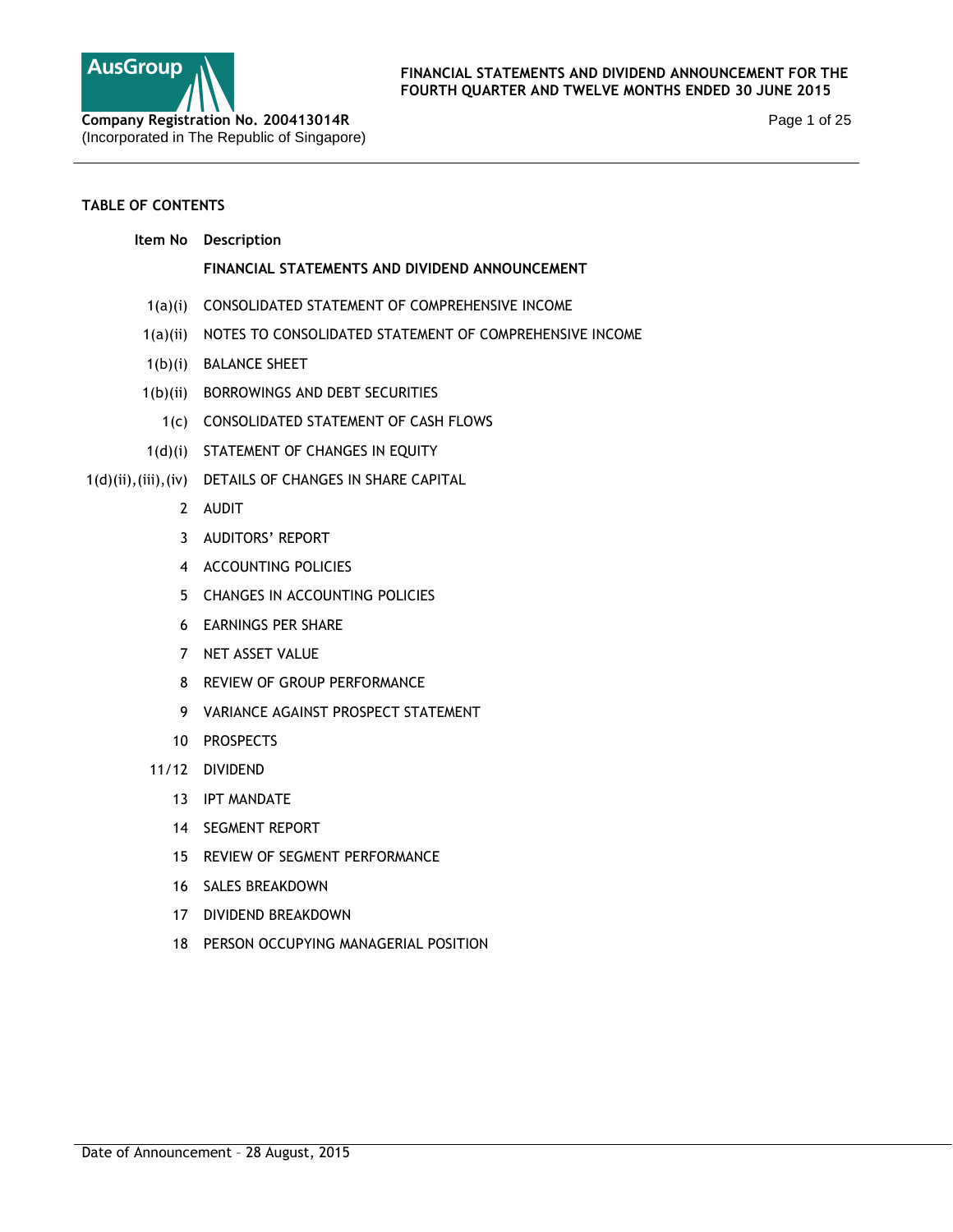**AusGroup**

**Company Registration No. 200413014R**
(Incorporated in The Republic of Singapore)

**FINANCIAL STATEMENTS AND DIVIDEND ANNOUNCEMENT FOR THE FOURTH QUARTER AND TWELVE MONTHS ENDED 30 JUNE 2015**

## TABLE OF CONTENTS

| Item No | Description |
|---|---|
| | **FINANCIAL STATEMENTS AND DIVIDEND ANNOUNCEMENT** |
| 1(a)(i) | CONSOLIDATED STATEMENT OF COMPREHENSIVE INCOME |
| 1(a)(ii) | NOTES TO CONSOLIDATED STATEMENT OF COMPREHENSIVE INCOME |
| 1(b)(i) | BALANCE SHEET |
| 1(b)(ii) | BORROWINGS AND DEBT SECURITIES |
| 1(c) | CONSOLIDATED STATEMENT OF CASH FLOWS |
| 1(d)(i) | STATEMENT OF CHANGES IN EQUITY |
| 1(d)(ii),(iii),(iv) | DETAILS OF CHANGES IN SHARE CAPITAL |
| 2 | AUDIT |
| 3 | AUDITORS' REPORT |
| 4 | ACCOUNTING POLICIES |
| 5 | CHANGES IN ACCOUNTING POLICIES |
| 6 | EARNINGS PER SHARE |
| 7 | NET ASSET VALUE |
| 8 | REVIEW OF GROUP PERFORMANCE |
| 9 | VARIANCE AGAINST PROSPECT STATEMENT |
| 10 | PROSPECTS |
| 11/12 | DIVIDEND |
| 13 | IPT MANDATE |
| 14 | SEGMENT REPORT |
| 15 | REVIEW OF SEGMENT PERFORMANCE |
| 16 | SALES BREAKDOWN |
| 17 | DIVIDEND BREAKDOWN |
| 18 | PERSON OCCUPYING MANAGERIAL POSITION |

Date of Announcement – 28 August, 2015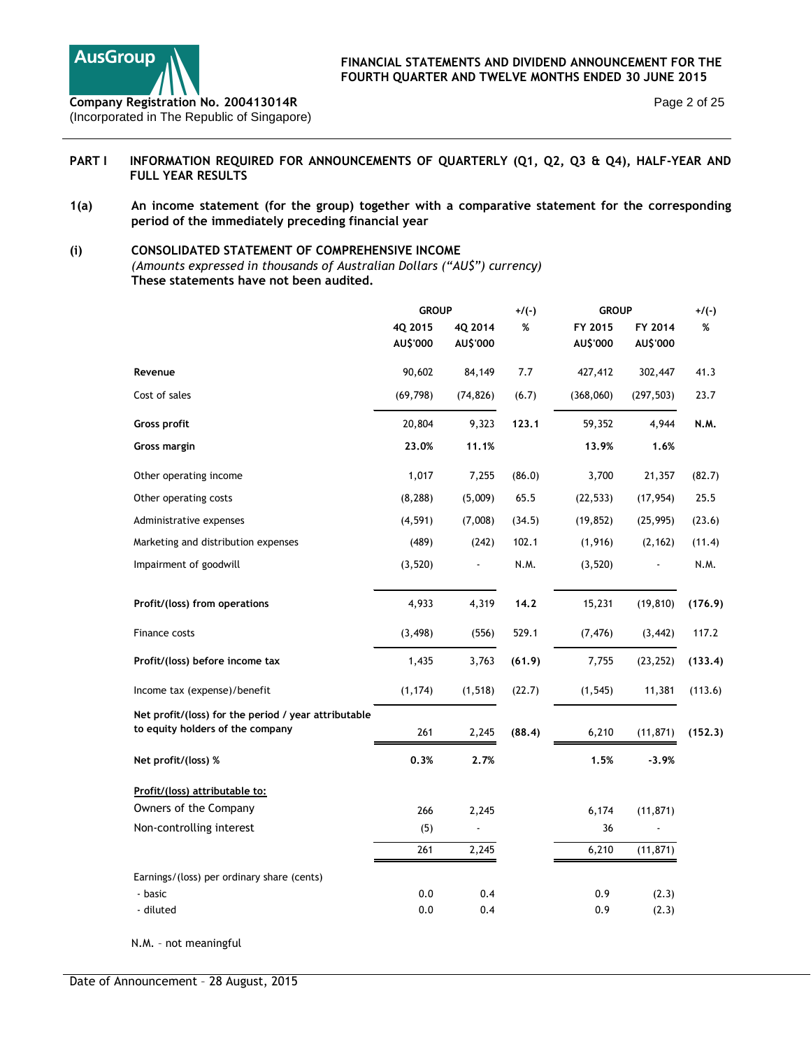## PART I INFORMATION REQUIRED FOR ANNOUNCEMENTS OF QUARTERLY (Q1, Q2, Q3 & Q4), HALF-YEAR AND FULL YEAR RESULTS

**1(a) An income statement (for the group) together with a comparative statement for the corresponding period of the immediately preceding financial year**

**(i) CONSOLIDATED STATEMENT OF COMPREHENSIVE INCOME**

*(Amounts expressed in thousands of Australian Dollars ("AU$") currency)*

**These statements have not been audited.**

| | GROUP | | +/(-) | GROUP | | +/(-) |
|---|---|---|---|---|---|---|
| | 4Q 2015 AU$'000 | 4Q 2014 AU$'000 | % | FY 2015 AU$'000 | FY 2014 AU$'000 | % |
| **Revenue** | 90,602 | 84,149 | 7.7 | 427,412 | 302,447 | 41.3 |
| Cost of sales | (69,798) | (74,826) | (6.7) | (368,060) | (297,503) | 23.7 |
| **Gross profit** | 20,804 | 9,323 | **123.1** | 59,352 | 4,944 | **N.M.** |
| **Gross margin** | **23.0%** | **11.1%** | | **13.9%** | **1.6%** | |
| Other operating income | 1,017 | 7,255 | (86.0) | 3,700 | 21,357 | (82.7) |
| Other operating costs | (8,288) | (5,009) | 65.5 | (22,533) | (17,954) | 25.5 |
| Administrative expenses | (4,591) | (7,008) | (34.5) | (19,852) | (25,995) | (23.6) |
| Marketing and distribution expenses | (489) | (242) | 102.1 | (1,916) | (2,162) | (11.4) |
| Impairment of goodwill | (3,520) | - | N.M. | (3,520) | - | N.M. |
| **Profit/(loss) from operations** | 4,933 | 4,319 | **14.2** | 15,231 | (19,810) | **(176.9)** |
| Finance costs | (3,498) | (556) | 529.1 | (7,476) | (3,442) | 117.2 |
| **Profit/(loss) before income tax** | 1,435 | 3,763 | **(61.9)** | 7,755 | (23,252) | **(133.4)** |
| Income tax (expense)/benefit | (1,174) | (1,518) | (22.7) | (1,545) | 11,381 | (113.6) |
| **Net profit/(loss) for the period / year attributable to equity holders of the company** | 261 | 2,245 | **(88.4)** | 6,210 | (11,871) | **(152.3)** |
| **Net profit/(loss) %** | **0.3%** | **2.7%** | | **1.5%** | **-3.9%** | |
| **Profit/(loss) attributable to:** | | | | | | |
| Owners of the Company | 266 | 2,245 | | 6,174 | (11,871) | |
| Non-controlling interest | (5) | - | | 36 | - | |
| | 261 | 2,245 | | 6,210 | (11,871) | |
| Earnings/(loss) per ordinary share (cents) | | | | | | |
| - basic | 0.0 | 0.4 | | 0.9 | (2.3) | |
| - diluted | 0.0 | 0.4 | | 0.9 | (2.3) | |

N.M. – not meaningful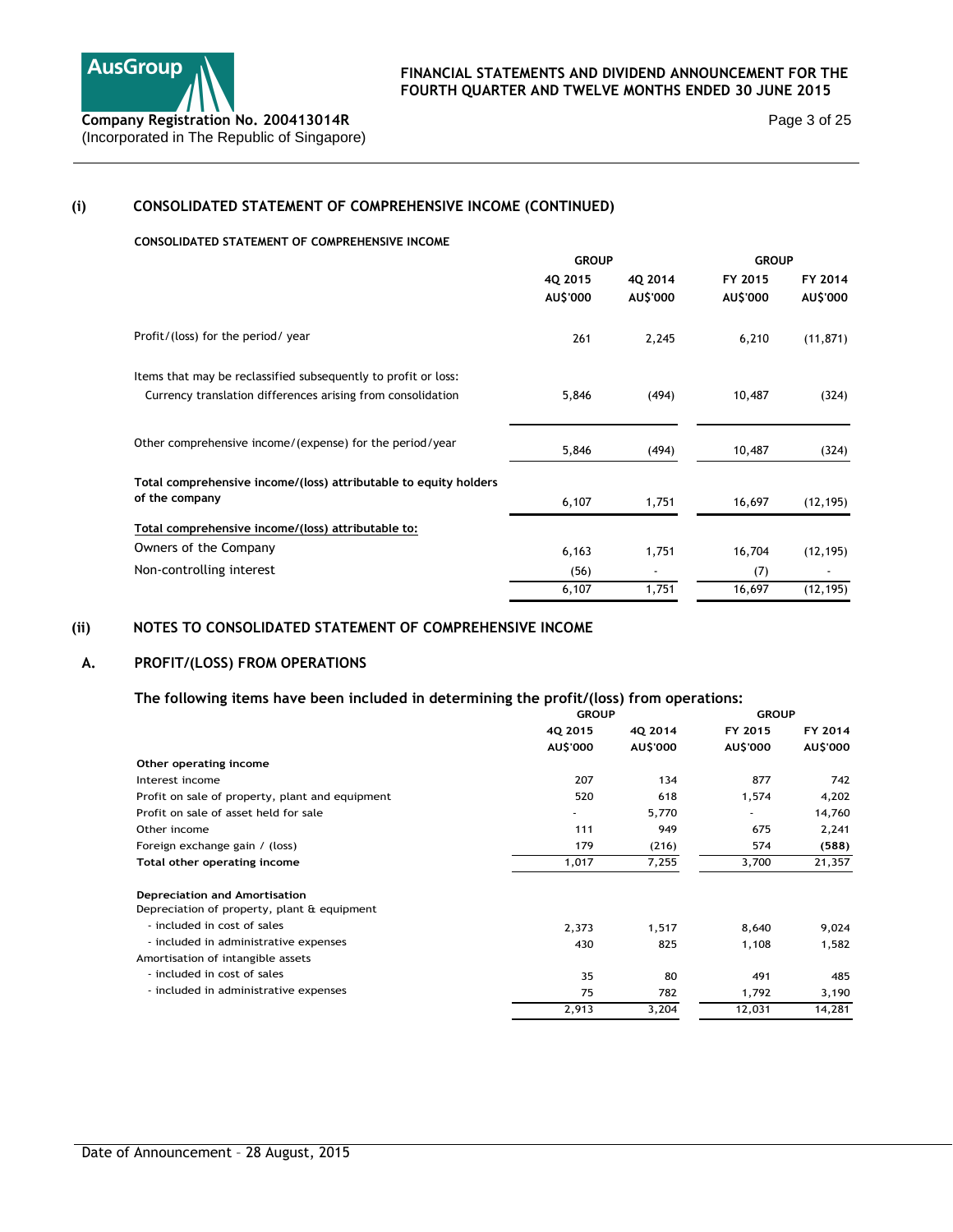## (i) CONSOLIDATED STATEMENT OF COMPREHENSIVE INCOME (CONTINUED)

**CONSOLIDATED STATEMENT OF COMPREHENSIVE INCOME**

| | GROUP | | GROUP | |
|---|---|---|---|---|
| | 4Q 2015 | 4Q 2014 | FY 2015 | FY 2014 |
| | AU$'000 | AU$'000 | AU$'000 | AU$'000 |
| Profit/(loss) for the period/ year | 261 | 2,245 | 6,210 | (11,871) |
| Items that may be reclassified subsequently to profit or loss: | | | | |
| Currency translation differences arising from consolidation | 5,846 | (494) | 10,487 | (324) |
| Other comprehensive income/(expense) for the period/year | 5,846 | (494) | 10,487 | (324) |
| **Total comprehensive income/(loss) attributable to equity holders of the company** | 6,107 | 1,751 | 16,697 | (12,195) |
| **Total comprehensive income/(loss) attributable to:** | | | | |
| Owners of the Company | 6,163 | 1,751 | 16,704 | (12,195) |
| Non-controlling interest | (56) | - | (7) | - |
| | 6,107 | 1,751 | 16,697 | (12,195) |

## (ii) NOTES TO CONSOLIDATED STATEMENT OF COMPREHENSIVE INCOME

### A. PROFIT/(LOSS) FROM OPERATIONS

**The following items have been included in determining the profit/(loss) from operations:**

| | GROUP | | GROUP | |
|---|---|---|---|---|
| | 4Q 2015 | 4Q 2014 | FY 2015 | FY 2014 |
| | AU$'000 | AU$'000 | AU$'000 | AU$'000 |
| **Other operating income** | | | | |
| Interest income | 207 | 134 | 877 | 742 |
| Profit on sale of property, plant and equipment | 520 | 618 | 1,574 | 4,202 |
| Profit on sale of asset held for sale | - | 5,770 | - | 14,760 |
| Other income | 111 | 949 | 675 | 2,241 |
| Foreign exchange gain / (loss) | 179 | (216) | 574 | **(588)** |
| **Total other operating income** | 1,017 | 7,255 | 3,700 | 21,357 |
| **Depreciation and Amortisation** | | | | |
| Depreciation of property, plant & equipment | | | | |
| - included in cost of sales | 2,373 | 1,517 | 8,640 | 9,024 |
| - included in administrative expenses | 430 | 825 | 1,108 | 1,582 |
| Amortisation of intangible assets | | | | |
| - included in cost of sales | 35 | 80 | 491 | 485 |
| - included in administrative expenses | 75 | 782 | 1,792 | 3,190 |
| | 2,913 | 3,204 | 12,031 | 14,281 |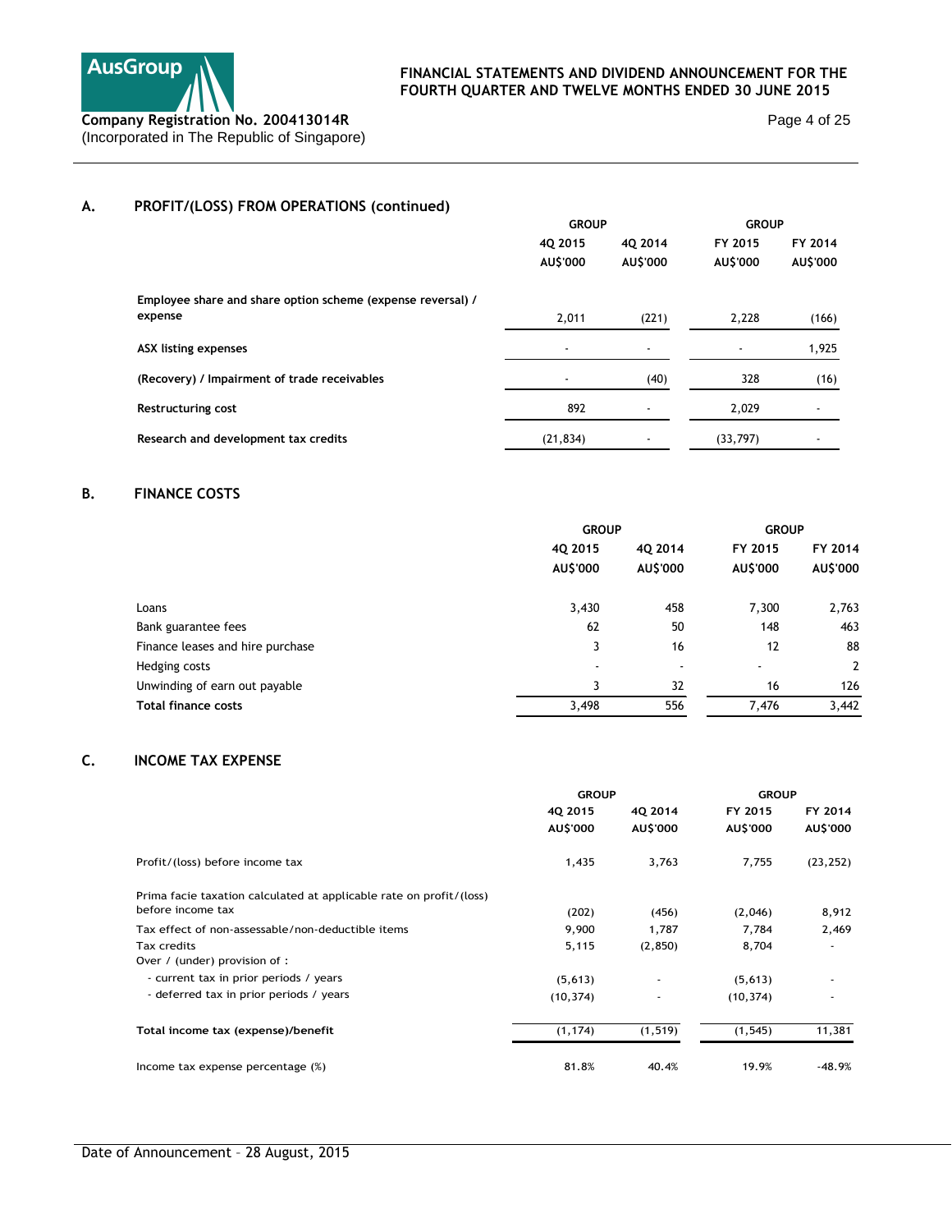## A. PROFIT/(LOSS) FROM OPERATIONS (continued)

| | GROUP | | GROUP | |
|---|---|---|---|---|
| | 4Q 2015 AU$'000 | 4Q 2014 AU$'000 | FY 2015 AU$'000 | FY 2014 AU$'000 |
| **Employee share and share option scheme (expense reversal) / expense** | 2,011 | (221) | 2,228 | (166) |
| **ASX listing expenses** | - | - | - | 1,925 |
| **(Recovery) / Impairment of trade receivables** | - | (40) | 328 | (16) |
| **Restructuring cost** | 892 | - | 2,029 | - |
| **Research and development tax credits** | (21,834) | - | (33,797) | - |

## B. FINANCE COSTS

| | GROUP | | GROUP | |
|---|---|---|---|---|
| | 4Q 2015 AU$'000 | 4Q 2014 AU$'000 | FY 2015 AU$'000 | FY 2014 AU$'000 |
| Loans | 3,430 | 458 | 7,300 | 2,763 |
| Bank guarantee fees | 62 | 50 | 148 | 463 |
| Finance leases and hire purchase | 3 | 16 | 12 | 88 |
| Hedging costs | - | - | - | 2 |
| Unwinding of earn out payable | 3 | 32 | 16 | 126 |
| **Total finance costs** | 3,498 | 556 | 7,476 | 3,442 |

## C. INCOME TAX EXPENSE

| | GROUP | | GROUP | |
|---|---|---|---|---|
| | 4Q 2015 AU$'000 | 4Q 2014 AU$'000 | FY 2015 AU$'000 | FY 2014 AU$'000 |
| Profit/(loss) before income tax | 1,435 | 3,763 | 7,755 | (23,252) |
| Prima facie taxation calculated at applicable rate on profit/(loss) before income tax | (202) | (456) | (2,046) | 8,912 |
| Tax effect of non-assessable/non-deductible items | 9,900 | 1,787 | 7,784 | 2,469 |
| Tax credits | 5,115 | (2,850) | 8,704 | - |
| Over / (under) provision of : | | | | |
| - current tax in prior periods / years | (5,613) | - | (5,613) | - |
| - deferred tax in prior periods / years | (10,374) | - | (10,374) | - |
| **Total income tax (expense)/benefit** | (1,174) | (1,519) | (1,545) | 11,381 |
| Income tax expense percentage (%) | 81.8% | 40.4% | 19.9% | -48.9% |

Date of Announcement – 28 August, 2015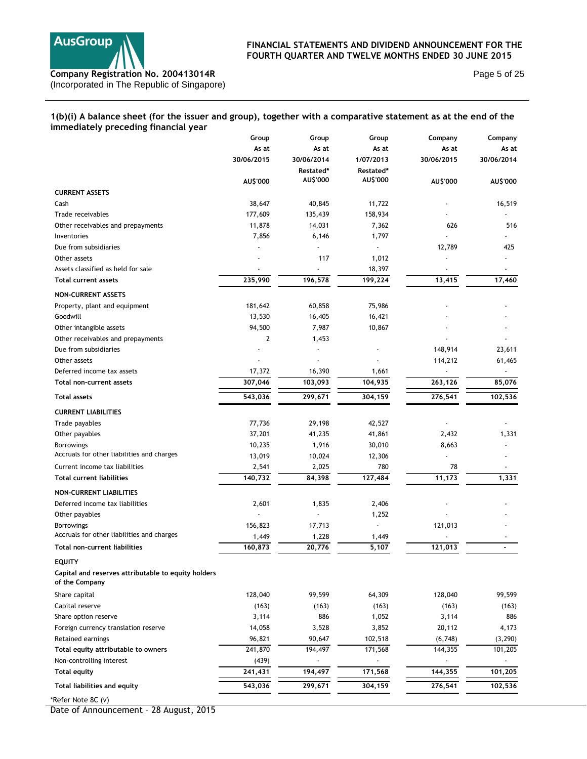## 1(b)(i) A balance sheet (for the issuer and group), together with a comparative statement as at the end of the immediately preceding financial year

| | Group As at 30/06/2015 | Group As at 30/06/2014 Restated* | Group As at 1/07/2013 Restated* | Company As at 30/06/2015 | Company As at 30/06/2014 |
|---|---|---|---|---|---|
| | AU$'000 | AU$'000 | AU$'000 | AU$'000 | AU$'000 |
| **CURRENT ASSETS** | | | | | |
| Cash | 38,647 | 40,845 | 11,722 | - | 16,519 |
| Trade receivables | 177,609 | 135,439 | 158,934 | - | - |
| Other receivables and prepayments | 11,878 | 14,031 | 7,362 | 626 | 516 |
| Inventories | 7,856 | 6,146 | 1,797 | - | - |
| Due from subsidiaries | - | - | - | 12,789 | 425 |
| Other assets | - | 117 | 1,012 | - | - |
| Assets classified as held for sale | - | - | 18,397 | - | - |
| **Total current assets** | **235,990** | **196,578** | **199,224** | **13,415** | **17,460** |
| **NON-CURRENT ASSETS** | | | | | |
| Property, plant and equipment | 181,642 | 60,858 | 75,986 | - | - |
| Goodwill | 13,530 | 16,405 | 16,421 | - | - |
| Other intangible assets | 94,500 | 7,987 | 10,867 | - | - |
| Other receivables and prepayments | 2 | 1,453 | | - | - |
| Due from subsidiaries | - | - | - | 148,914 | 23,611 |
| Other assets | - | - | - | 114,212 | 61,465 |
| Deferred income tax assets | 17,372 | 16,390 | 1,661 | - | - |
| **Total non-current assets** | **307,046** | **103,093** | **104,935** | **263,126** | **85,076** |
| **Total assets** | **543,036** | **299,671** | **304,159** | **276,541** | **102,536** |
| **CURRENT LIABILITIES** | | | | | |
| Trade payables | 77,736 | 29,198 | 42,527 | - | - |
| Other payables | 37,201 | 41,235 | 41,861 | 2,432 | 1,331 |
| Borrowings | 10,235 | 1,916 | 30,010 | 8,663 | - |
| Accruals for other liabilities and charges | 13,019 | 10,024 | 12,306 | - | - |
| Current income tax liabilities | 2,541 | 2,025 | 780 | 78 | - |
| **Total current liabilities** | **140,732** | **84,398** | **127,484** | **11,173** | **1,331** |
| **NON-CURRENT LIABILITIES** | | | | | |
| Deferred income tax liabilities | 2,601 | 1,835 | 2,406 | - | - |
| Other payables | - | - | 1,252 | - | - |
| Borrowings | 156,823 | 17,713 | - | 121,013 | - |
| Accruals for other liabilities and charges | 1,449 | 1,228 | 1,449 | - | - |
| **Total non-current liabilities** | **160,873** | **20,776** | **5,107** | **121,013** | **-** |
| **EQUITY** | | | | | |
| **Capital and reserves attributable to equity holders of the Company** | | | | | |
| Share capital | 128,040 | 99,599 | 64,309 | 128,040 | 99,599 |
| Capital reserve | (163) | (163) | (163) | (163) | (163) |
| Share option reserve | 3,114 | 886 | 1,052 | 3,114 | 886 |
| Foreign currency translation reserve | 14,058 | 3,528 | 3,852 | 20,112 | 4,173 |
| Retained earnings | 96,821 | 90,647 | 102,518 | (6,748) | (3,290) |
| **Total equity attributable to owners** | **241,870** | **194,497** | **171,568** | **144,355** | **101,205** |
| Non-controlling interest | (439) | - | - | - | - |
| **Total equity** | **241,431** | **194,497** | **171,568** | **144,355** | **101,205** |
| **Total liabilities and equity** | **543,036** | **299,671** | **304,159** | **276,541** | **102,536** |

*Refer Note 8C (v)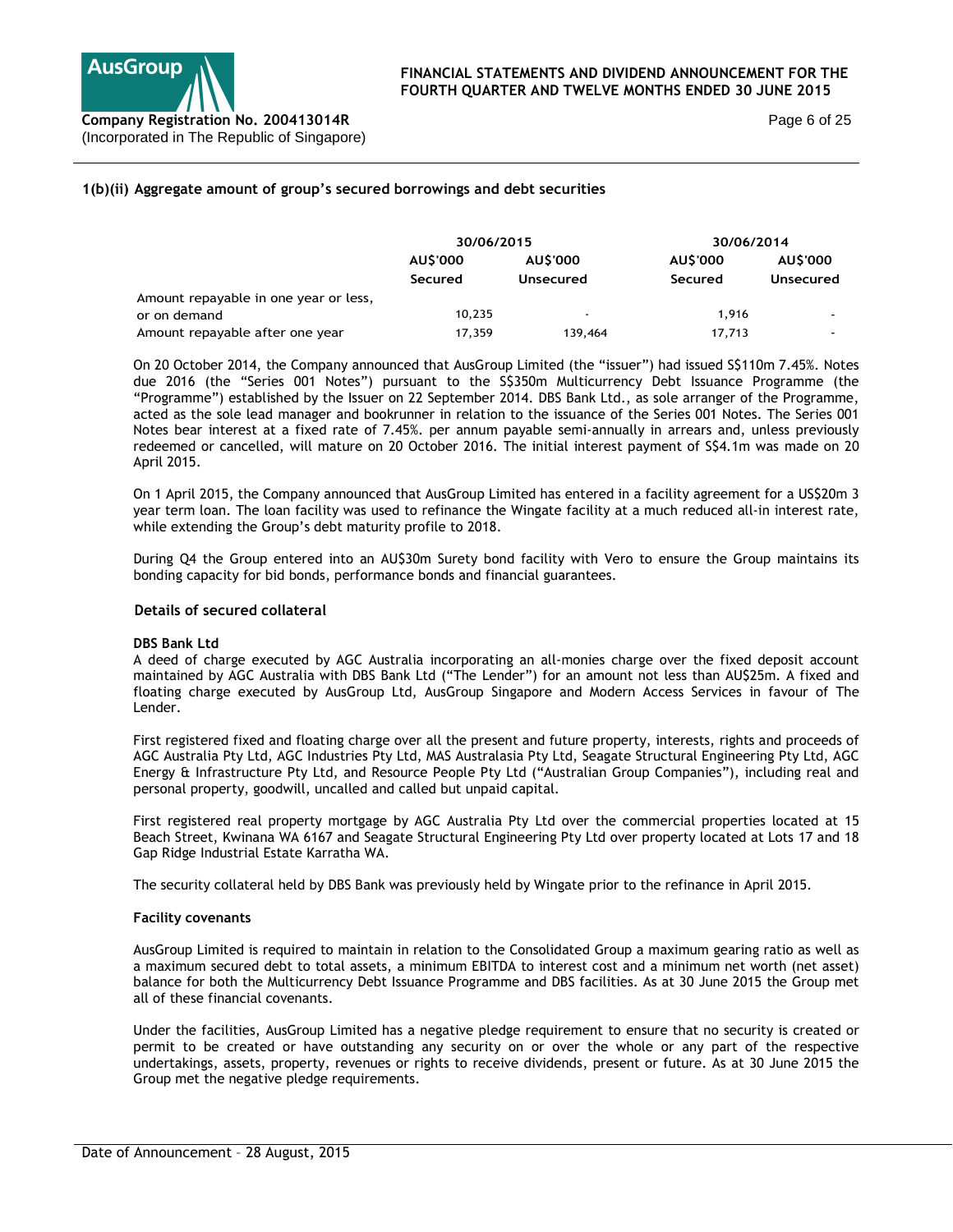## 1(b)(ii) Aggregate amount of group's secured borrowings and debt securities

| | 30/06/2015 | | 30/06/2014 | |
|---|---|---|---|---|
| | AU$'000 | AU$'000 | AU$'000 | AU$'000 |
| | Secured | Unsecured | Secured | Unsecured |
| Amount repayable in one year or less, or on demand | 10,235 | - | 1,916 | - |
| Amount repayable after one year | 17,359 | 139,464 | 17,713 | - |

On 20 October 2014, the Company announced that AusGroup Limited (the "issuer") had issued S$110m 7.45%. Notes due 2016 (the "Series 001 Notes") pursuant to the S$350m Multicurrency Debt Issuance Programme (the "Programme") established by the Issuer on 22 September 2014. DBS Bank Ltd., as sole arranger of the Programme, acted as the sole lead manager and bookrunner in relation to the issuance of the Series 001 Notes. The Series 001 Notes bear interest at a fixed rate of 7.45%. per annum payable semi-annually in arrears and, unless previously redeemed or cancelled, will mature on 20 October 2016. The initial interest payment of S$4.1m was made on 20 April 2015.

On 1 April 2015, the Company announced that AusGroup Limited has entered in a facility agreement for a US$20m 3 year term loan. The loan facility was used to refinance the Wingate facility at a much reduced all-in interest rate, while extending the Group's debt maturity profile to 2018.

During Q4 the Group entered into an AU$30m Surety bond facility with Vero to ensure the Group maintains its bonding capacity for bid bonds, performance bonds and financial guarantees.

### Details of secured collateral

**DBS Bank Ltd**

A deed of charge executed by AGC Australia incorporating an all-monies charge over the fixed deposit account maintained by AGC Australia with DBS Bank Ltd ("The Lender") for an amount not less than AU$25m. A fixed and floating charge executed by AusGroup Ltd, AusGroup Singapore and Modern Access Services in favour of The Lender.

First registered fixed and floating charge over all the present and future property, interests, rights and proceeds of AGC Australia Pty Ltd, AGC Industries Pty Ltd, MAS Australasia Pty Ltd, Seagate Structural Engineering Pty Ltd, AGC Energy & Infrastructure Pty Ltd, and Resource People Pty Ltd ("Australian Group Companies"), including real and personal property, goodwill, uncalled and called but unpaid capital.

First registered real property mortgage by AGC Australia Pty Ltd over the commercial properties located at 15 Beach Street, Kwinana WA 6167 and Seagate Structural Engineering Pty Ltd over property located at Lots 17 and 18 Gap Ridge Industrial Estate Karratha WA.

The security collateral held by DBS Bank was previously held by Wingate prior to the refinance in April 2015.

**Facility covenants**

AusGroup Limited is required to maintain in relation to the Consolidated Group a maximum gearing ratio as well as a maximum secured debt to total assets, a minimum EBITDA to interest cost and a minimum net worth (net asset) balance for both the Multicurrency Debt Issuance Programme and DBS facilities. As at 30 June 2015 the Group met all of these financial covenants.

Under the facilities, AusGroup Limited has a negative pledge requirement to ensure that no security is created or permit to be created or have outstanding any security on or over the whole or any part of the respective undertakings, assets, property, revenues or rights to receive dividends, present or future. As at 30 June 2015 the Group met the negative pledge requirements.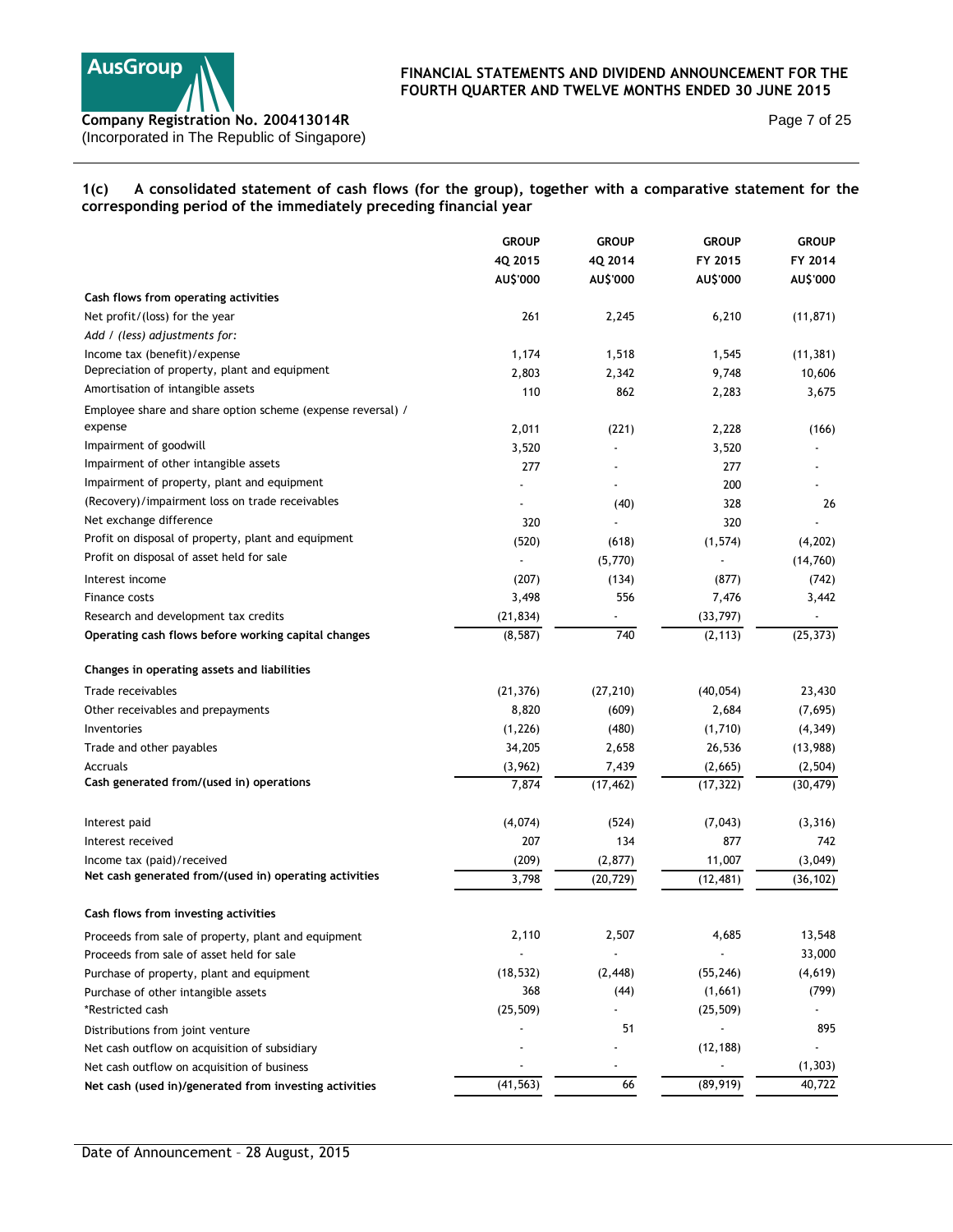## 1(c) A consolidated statement of cash flows (for the group), together with a comparative statement for the corresponding period of the immediately preceding financial year

| | GROUP 4Q 2015 AU$'000 | GROUP 4Q 2014 AU$'000 | GROUP FY 2015 AU$'000 | GROUP FY 2014 AU$'000 |
|---|---|---|---|---|
| **Cash flows from operating activities** | | | | |
| Net profit/(loss) for the year | 261 | 2,245 | 6,210 | (11,871) |
| *Add / (less) adjustments for:* | | | | |
| Income tax (benefit)/expense | 1,174 | 1,518 | 1,545 | (11,381) |
| Depreciation of property, plant and equipment | 2,803 | 2,342 | 9,748 | 10,606 |
| Amortisation of intangible assets | 110 | 862 | 2,283 | 3,675 |
| Employee share and share option scheme (expense reversal) / expense | 2,011 | (221) | 2,228 | (166) |
| Impairment of goodwill | 3,520 | - | 3,520 | - |
| Impairment of other intangible assets | 277 | - | 277 | - |
| Impairment of property, plant and equipment | - | - | 200 | - |
| (Recovery)/impairment loss on trade receivables | - | (40) | 328 | 26 |
| Net exchange difference | 320 | - | 320 | - |
| Profit on disposal of property, plant and equipment | (520) | (618) | (1,574) | (4,202) |
| Profit on disposal of asset held for sale | - | (5,770) | - | (14,760) |
| Interest income | (207) | (134) | (877) | (742) |
| Finance costs | 3,498 | 556 | 7,476 | 3,442 |
| Research and development tax credits | (21,834) | - | (33,797) | - |
| **Operating cash flows before working capital changes** | (8,587) | 740 | (2,113) | (25,373) |
| **Changes in operating assets and liabilities** | | | | |
| Trade receivables | (21,376) | (27,210) | (40,054) | 23,430 |
| Other receivables and prepayments | 8,820 | (609) | 2,684 | (7,695) |
| Inventories | (1,226) | (480) | (1,710) | (4,349) |
| Trade and other payables | 34,205 | 2,658 | 26,536 | (13,988) |
| Accruals | (3,962) | 7,439 | (2,665) | (2,504) |
| **Cash generated from/(used in) operations** | 7,874 | (17,462) | (17,322) | (30,479) |
| Interest paid | (4,074) | (524) | (7,043) | (3,316) |
| Interest received | 207 | 134 | 877 | 742 |
| Income tax (paid)/received | (209) | (2,877) | 11,007 | (3,049) |
| **Net cash generated from/(used in) operating activities** | 3,798 | (20,729) | (12,481) | (36,102) |
| **Cash flows from investing activities** | | | | |
| Proceeds from sale of property, plant and equipment | 2,110 | 2,507 | 4,685 | 13,548 |
| Proceeds from sale of asset held for sale | - | - | - | 33,000 |
| Purchase of property, plant and equipment | (18,532) | (2,448) | (55,246) | (4,619) |
| Purchase of other intangible assets | 368 | (44) | (1,661) | (799) |
| *Restricted cash | (25,509) | - | (25,509) | - |
| Distributions from joint venture | - | 51 | - | 895 |
| Net cash outflow on acquisition of subsidiary | - | - | (12,188) | - |
| Net cash outflow on acquisition of business | - | - | - | (1,303) |
| **Net cash (used in)/generated from investing activities** | (41,563) | 66 | (89,919) | 40,722 |

Date of Announcement – 28 August, 2015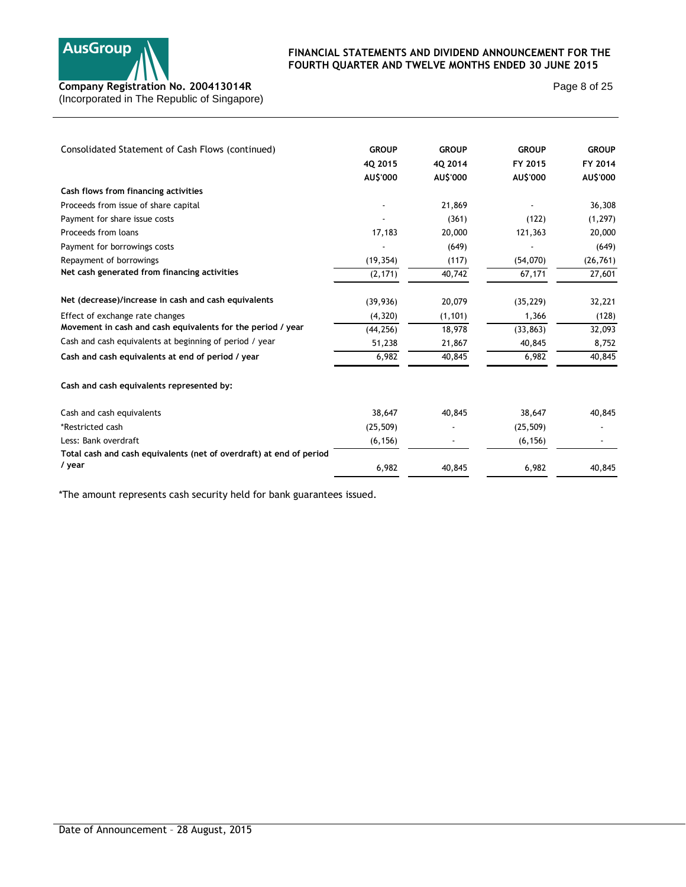| Consolidated Statement of Cash Flows (continued) | GROUP 4Q 2015 AU$'000 | GROUP 4Q 2014 AU$'000 | GROUP FY 2015 AU$'000 | GROUP FY 2014 AU$'000 |
|---|---|---|---|---|
| **Cash flows from financing activities** | | | | |
| Proceeds from issue of share capital | - | 21,869 | - | 36,308 |
| Payment for share issue costs | - | (361) | (122) | (1,297) |
| Proceeds from loans | 17,183 | 20,000 | 121,363 | 20,000 |
| Payment for borrowings costs | - | (649) | - | (649) |
| Repayment of borrowings | (19,354) | (117) | (54,070) | (26,761) |
| **Net cash generated from financing activities** | (2,171) | 40,742 | 67,171 | 27,601 |
| | | | | |
| **Net (decrease)/increase in cash and cash equivalents** | (39,936) | 20,079 | (35,229) | 32,221 |
| Effect of exchange rate changes | (4,320) | (1,101) | 1,366 | (128) |
| **Movement in cash and cash equivalents for the period / year** | (44,256) | 18,978 | (33,863) | 32,093 |
| Cash and cash equivalents at beginning of period / year | 51,238 | 21,867 | 40,845 | 8,752 |
| **Cash and cash equivalents at end of period / year** | 6,982 | 40,845 | 6,982 | 40,845 |
| | | | | |
| **Cash and cash equivalents represented by:** | | | | |
| Cash and cash equivalents | 38,647 | 40,845 | 38,647 | 40,845 |
| *Restricted cash | (25,509) | - | (25,509) | - |
| Less: Bank overdraft | (6,156) | - | (6,156) | - |
| **Total cash and cash equivalents (net of overdraft) at end of period / year** | 6,982 | 40,845 | 6,982 | 40,845 |

*The amount represents cash security held for bank guarantees issued.

Date of Announcement – 28 August, 2015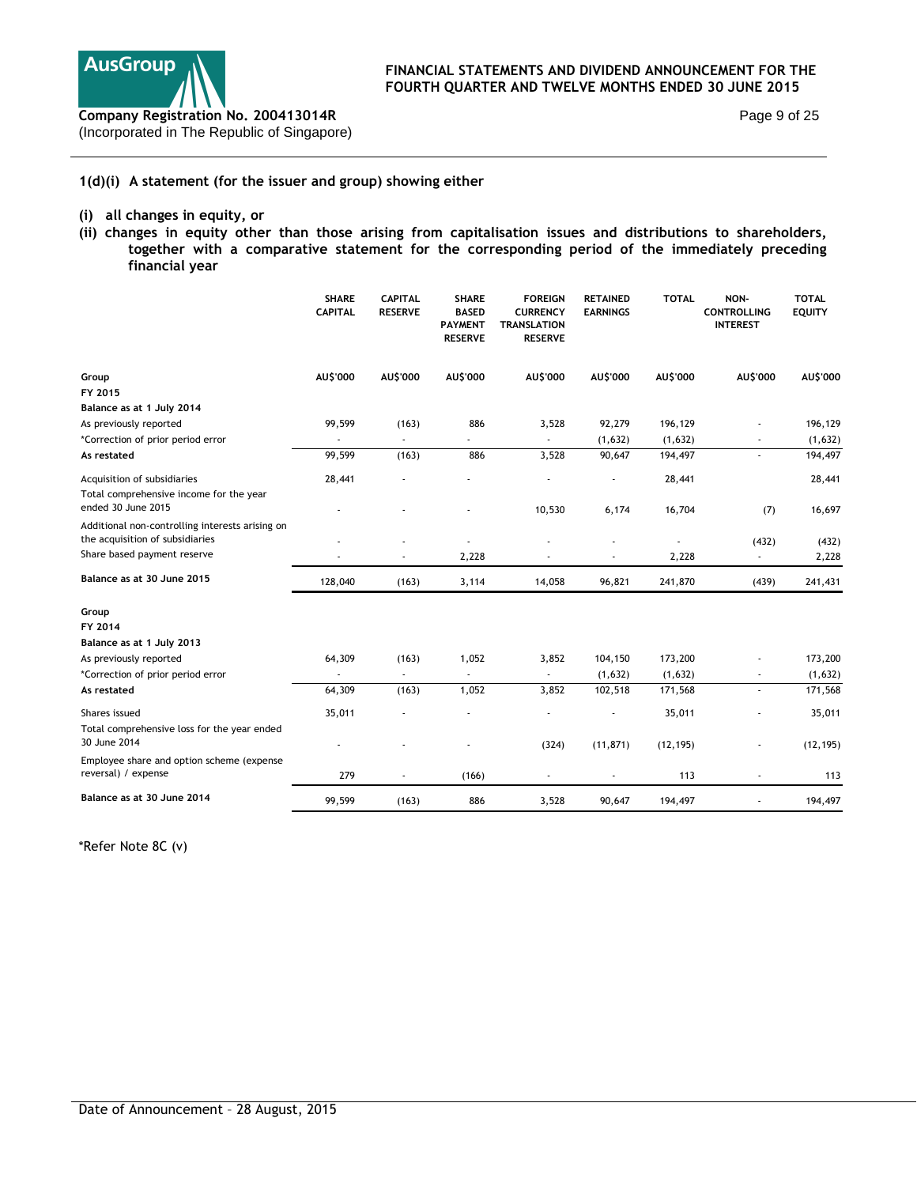### 1(d)(i) A statement (for the issuer and group) showing either

**(i) all changes in equity, or**

**(ii) changes in equity other than those arising from capitalisation issues and distributions to shareholders, together with a comparative statement for the corresponding period of the immediately preceding financial year**

| | SHARE CAPITAL | CAPITAL RESERVE | SHARE BASED PAYMENT RESERVE | FOREIGN CURRENCY TRANSLATION RESERVE | RETAINED EARNINGS | TOTAL | NON-CONTROLLING INTEREST | TOTAL EQUITY |
|---|---|---|---|---|---|---|---|---|
| **Group** | **AU$'000** | **AU$'000** | **AU$'000** | **AU$'000** | **AU$'000** | **AU$'000** | **AU$'000** | **AU$'000** |
| **FY 2015** | | | | | | | | |
| **Balance as at 1 July 2014** | | | | | | | | |
| As previously reported | 99,599 | (163) | 886 | 3,528 | 92,279 | 196,129 | - | 196,129 |
| *Correction of prior period error | - | - | - | - | (1,632) | (1,632) | - | (1,632) |
| **As restated** | 99,599 | (163) | 886 | 3,528 | 90,647 | 194,497 | - | 194,497 |
| Acquisition of subsidiaries | 28,441 | - | - | - | - | 28,441 | | 28,441 |
| Total comprehensive income for the year ended 30 June 2015 | - | - | - | 10,530 | 6,174 | 16,704 | (7) | 16,697 |
| Additional non-controlling interests arising on the acquisition of subsidiaries | - | - | - | - | - | - | (432) | (432) |
| Share based payment reserve | - | - | 2,228 | - | - | 2,228 | - | 2,228 |
| **Balance as at 30 June 2015** | 128,040 | (163) | 3,114 | 14,058 | 96,821 | 241,870 | (439) | 241,431 |
| **Group** | | | | | | | | |
| **FY 2014** | | | | | | | | |
| **Balance as at 1 July 2013** | | | | | | | | |
| As previously reported | 64,309 | (163) | 1,052 | 3,852 | 104,150 | 173,200 | - | 173,200 |
| *Correction of prior period error | - | - | - | - | (1,632) | (1,632) | - | (1,632) |
| **As restated** | 64,309 | (163) | 1,052 | 3,852 | 102,518 | 171,568 | - | 171,568 |
| Shares issued | 35,011 | - | - | - | - | 35,011 | - | 35,011 |
| Total comprehensive loss for the year ended 30 June 2014 | - | - | - | (324) | (11,871) | (12,195) | - | (12,195) |
| Employee share and option scheme (expense reversal) / expense | 279 | - | (166) | - | - | 113 | - | 113 |
| **Balance as at 30 June 2014** | 99,599 | (163) | 886 | 3,528 | 90,647 | 194,497 | - | 194,497 |

*Refer Note 8C (v)

Date of Announcement – 28 August, 2015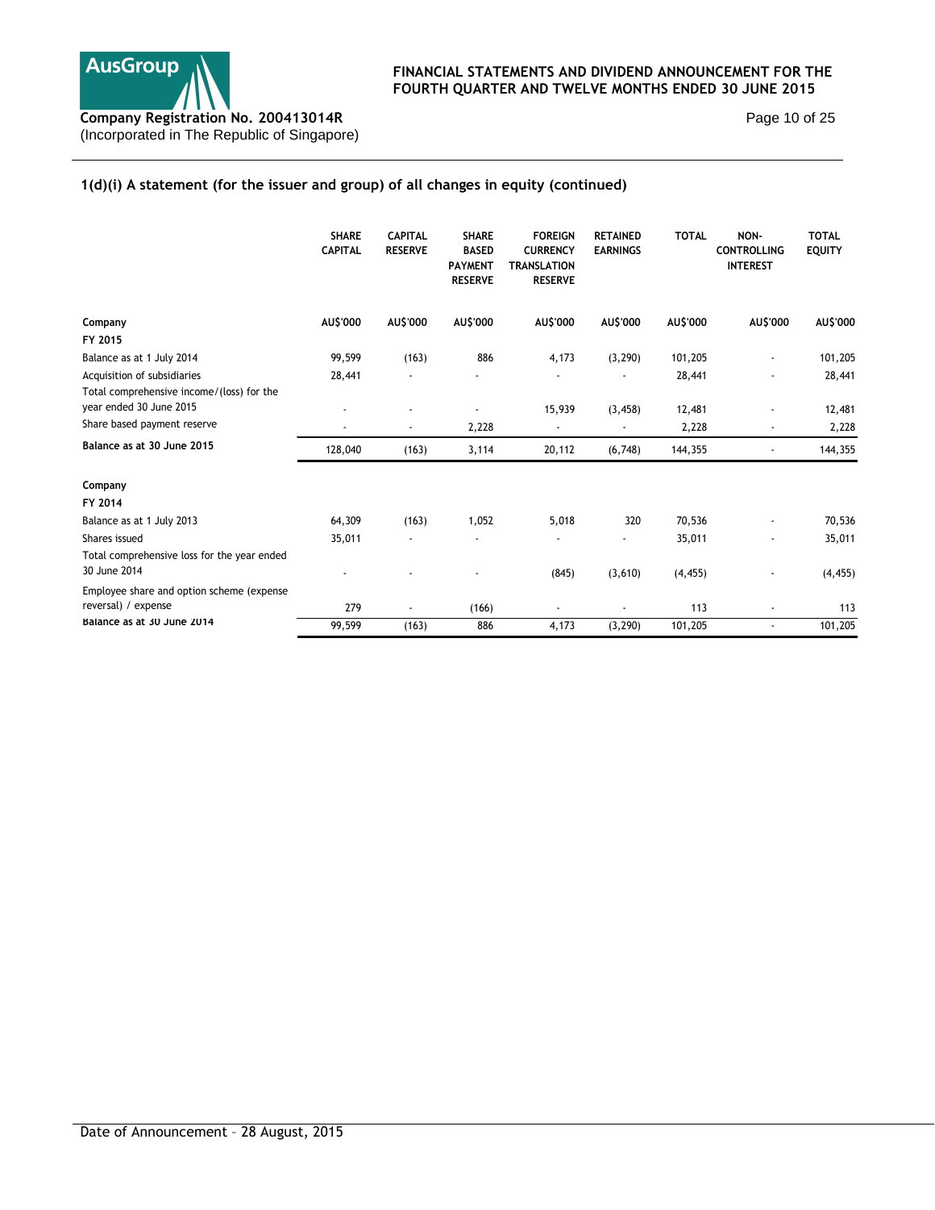## 1(d)(i) A statement (for the issuer and group) of all changes in equity (continued)

| | SHARE CAPITAL | CAPITAL RESERVE | SHARE BASED PAYMENT RESERVE | FOREIGN CURRENCY TRANSLATION RESERVE | RETAINED EARNINGS | TOTAL | NON-CONTROLLING INTEREST | TOTAL EQUITY |
|---|---|---|---|---|---|---|---|---|
| **Company** | **AU$'000** | **AU$'000** | **AU$'000** | **AU$'000** | **AU$'000** | **AU$'000** | **AU$'000** | **AU$'000** |
| **FY 2015** | | | | | | | | |
| Balance as at 1 July 2014 | 99,599 | (163) | 886 | 4,173 | (3,290) | 101,205 | - | 101,205 |
| Acquisition of subsidiaries | 28,441 | - | - | - | - | 28,441 | - | 28,441 |
| Total comprehensive income/(loss) for the year ended 30 June 2015 | - | - | - | 15,939 | (3,458) | 12,481 | - | 12,481 |
| Share based payment reserve | - | - | 2,228 | - | - | 2,228 | - | 2,228 |
| **Balance as at 30 June 2015** | 128,040 | (163) | 3,114 | 20,112 | (6,748) | 144,355 | - | 144,355 |
| | | | | | | | | |
| **Company** | | | | | | | | |
| **FY 2014** | | | | | | | | |
| Balance as at 1 July 2013 | 64,309 | (163) | 1,052 | 5,018 | 320 | 70,536 | - | 70,536 |
| Shares issued | 35,011 | - | - | - | - | 35,011 | - | 35,011 |
| Total comprehensive loss for the year ended 30 June 2014 | - | - | - | (845) | (3,610) | (4,455) | - | (4,455) |
| Employee share and option scheme (expense reversal) / expense | 279 | - | (166) | - | - | 113 | - | 113 |
| **Balance as at 30 June 2014** | 99,599 | (163) | 886 | 4,173 | (3,290) | 101,205 | - | 101,205 |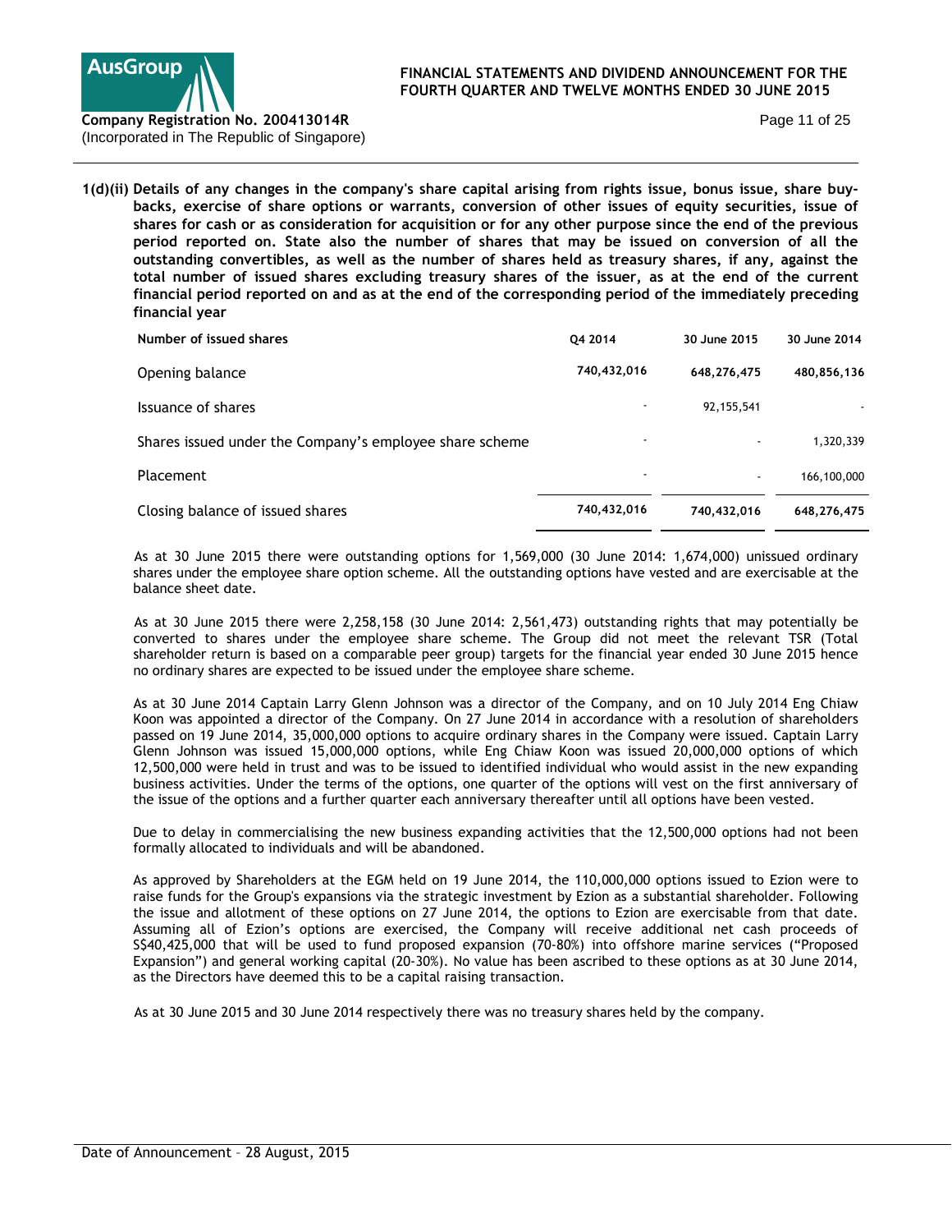**1(d)(ii) Details of any changes in the company's share capital arising from rights issue, bonus issue, share buy-backs, exercise of share options or warrants, conversion of other issues of equity securities, issue of shares for cash or as consideration for acquisition or for any other purpose since the end of the previous period reported on. State also the number of shares that may be issued on conversion of all the outstanding convertibles, as well as the number of shares held as treasury shares, if any, against the total number of issued shares excluding treasury shares of the issuer, as at the end of the current financial period reported on and as at the end of the corresponding period of the immediately preceding financial year**

| Number of issued shares | Q4 2014 | 30 June 2015 | 30 June 2014 |
|---|---|---|---|
| Opening balance | 740,432,016 | 648,276,475 | 480,856,136 |
| Issuance of shares | - | 92,155,541 | - |
| Shares issued under the Company's employee share scheme | - | - | 1,320,339 |
| Placement | - | - | 166,100,000 |
| Closing balance of issued shares | 740,432,016 | 740,432,016 | 648,276,475 |

As at 30 June 2015 there were outstanding options for 1,569,000 (30 June 2014: 1,674,000) unissued ordinary shares under the employee share option scheme. All the outstanding options have vested and are exercisable at the balance sheet date.

As at 30 June 2015 there were 2,258,158 (30 June 2014: 2,561,473) outstanding rights that may potentially be converted to shares under the employee share scheme. The Group did not meet the relevant TSR (Total shareholder return is based on a comparable peer group) targets for the financial year ended 30 June 2015 hence no ordinary shares are expected to be issued under the employee share scheme.

As at 30 June 2014 Captain Larry Glenn Johnson was a director of the Company, and on 10 July 2014 Eng Chiaw Koon was appointed a director of the Company. On 27 June 2014 in accordance with a resolution of shareholders passed on 19 June 2014, 35,000,000 options to acquire ordinary shares in the Company were issued. Captain Larry Glenn Johnson was issued 15,000,000 options, while Eng Chiaw Koon was issued 20,000,000 options of which 12,500,000 were held in trust and was to be issued to identified individual who would assist in the new expanding business activities. Under the terms of the options, one quarter of the options will vest on the first anniversary of the issue of the options and a further quarter each anniversary thereafter until all options have been vested.

Due to delay in commercialising the new business expanding activities that the 12,500,000 options had not been formally allocated to individuals and will be abandoned.

As approved by Shareholders at the EGM held on 19 June 2014, the 110,000,000 options issued to Ezion were to raise funds for the Group's expansions via the strategic investment by Ezion as a substantial shareholder. Following the issue and allotment of these options on 27 June 2014, the options to Ezion are exercisable from that date. Assuming all of Ezion's options are exercised, the Company will receive additional net cash proceeds of S$40,425,000 that will be used to fund proposed expansion (70-80%) into offshore marine services ("Proposed Expansion") and general working capital (20-30%). No value has been ascribed to these options as at 30 June 2014, as the Directors have deemed this to be a capital raising transaction.

As at 30 June 2015 and 30 June 2014 respectively there was no treasury shares held by the company.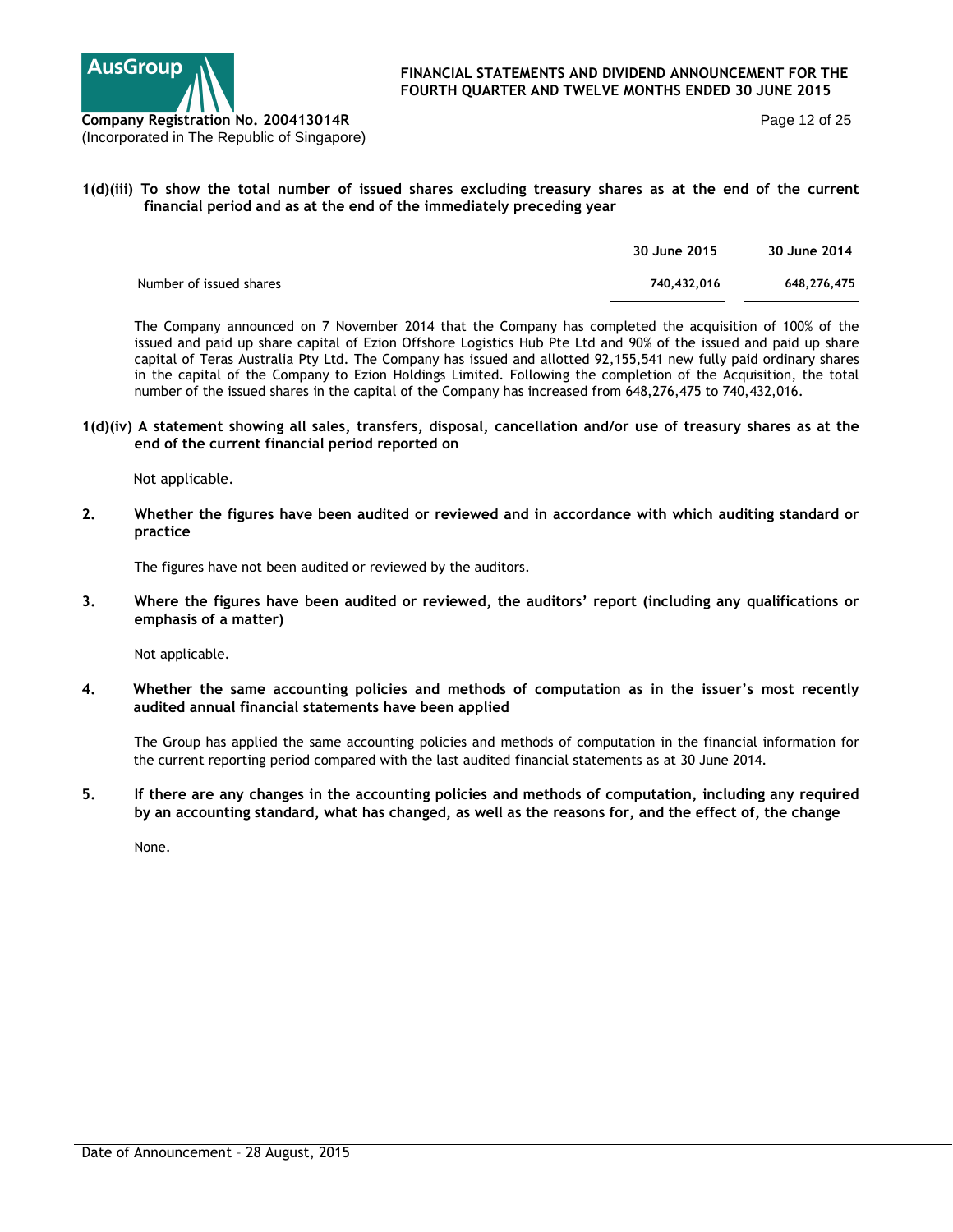**1(d)(iii) To show the total number of issued shares excluding treasury shares as at the end of the current financial period and as at the end of the immediately preceding year**

| | 30 June 2015 | 30 June 2014 |
|---|---|---|
| Number of issued shares | 740,432,016 | 648,276,475 |

The Company announced on 7 November 2014 that the Company has completed the acquisition of 100% of the issued and paid up share capital of Ezion Offshore Logistics Hub Pte Ltd and 90% of the issued and paid up share capital of Teras Australia Pty Ltd. The Company has issued and allotted 92,155,541 new fully paid ordinary shares in the capital of the Company to Ezion Holdings Limited. Following the completion of the Acquisition, the total number of the issued shares in the capital of the Company has increased from 648,276,475 to 740,432,016.

**1(d)(iv) A statement showing all sales, transfers, disposal, cancellation and/or use of treasury shares as at the end of the current financial period reported on**

Not applicable.

**2. Whether the figures have been audited or reviewed and in accordance with which auditing standard or practice**

The figures have not been audited or reviewed by the auditors.

**3. Where the figures have been audited or reviewed, the auditors' report (including any qualifications or emphasis of a matter)**

Not applicable.

**4. Whether the same accounting policies and methods of computation as in the issuer's most recently audited annual financial statements have been applied**

The Group has applied the same accounting policies and methods of computation in the financial information for the current reporting period compared with the last audited financial statements as at 30 June 2014.

**5. If there are any changes in the accounting policies and methods of computation, including any required by an accounting standard, what has changed, as well as the reasons for, and the effect of, the change**

None.

Date of Announcement – 28 August, 2015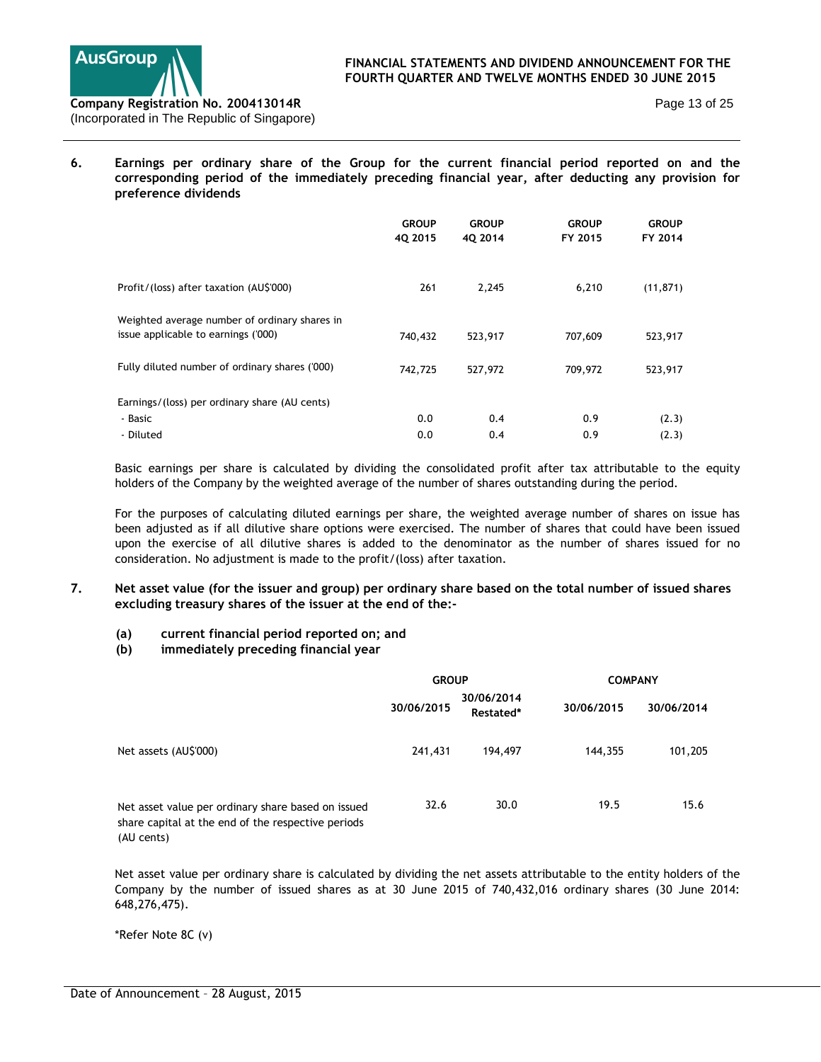## 6. Earnings per ordinary share of the Group for the current financial period reported on and the corresponding period of the immediately preceding financial year, after deducting any provision for preference dividends

| | GROUP 4Q 2015 | GROUP 4Q 2014 | GROUP FY 2015 | GROUP FY 2014 |
|---|---|---|---|---|
| Profit/(loss) after taxation (AU$'000) | 261 | 2,245 | 6,210 | (11,871) |
| Weighted average number of ordinary shares in issue applicable to earnings ('000) | 740,432 | 523,917 | 707,609 | 523,917 |
| Fully diluted number of ordinary shares ('000) | 742,725 | 527,972 | 709,972 | 523,917 |
| Earnings/(loss) per ordinary share (AU cents) | | | | |
| - Basic | 0.0 | 0.4 | 0.9 | (2.3) |
| - Diluted | 0.0 | 0.4 | 0.9 | (2.3) |

Basic earnings per share is calculated by dividing the consolidated profit after tax attributable to the equity holders of the Company by the weighted average of the number of shares outstanding during the period.

For the purposes of calculating diluted earnings per share, the weighted average number of shares on issue has been adjusted as if all dilutive share options were exercised. The number of shares that could have been issued upon the exercise of all dilutive shares is added to the denominator as the number of shares issued for no consideration. No adjustment is made to the profit/(loss) after taxation.

## 7. Net asset value (for the issuer and group) per ordinary share based on the total number of issued shares excluding treasury shares of the issuer at the end of the:-

**(a)** **current financial period reported on; and**

**(b)** **immediately preceding financial year**

| | GROUP | | COMPANY | |
|---|---|---|---|---|
| | 30/06/2015 | 30/06/2014 Restated* | 30/06/2015 | 30/06/2014 |
| Net assets (AU$'000) | 241,431 | 194,497 | 144,355 | 101,205 |
| Net asset value per ordinary share based on issued share capital at the end of the respective periods (AU cents) | 32.6 | 30.0 | 19.5 | 15.6 |

Net asset value per ordinary share is calculated by dividing the net assets attributable to the entity holders of the Company by the number of issued shares as at 30 June 2015 of 740,432,016 ordinary shares (30 June 2014: 648,276,475).

*Refer Note 8C (v)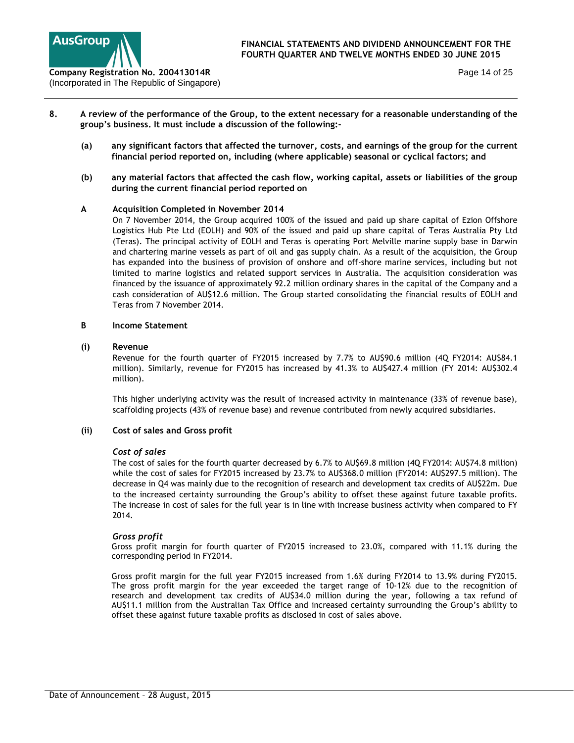**8. A review of the performance of the Group, to the extent necessary for a reasonable understanding of the group's business. It must include a discussion of the following:-**

**(a) any significant factors that affected the turnover, costs, and earnings of the group for the current financial period reported on, including (where applicable) seasonal or cyclical factors; and**

**(b) any material factors that affected the cash flow, working capital, assets or liabilities of the group during the current financial period reported on**

**A Acquisition Completed in November 2014**

On 7 November 2014, the Group acquired 100% of the issued and paid up share capital of Ezion Offshore Logistics Hub Pte Ltd (EOLH) and 90% of the issued and paid up share capital of Teras Australia Pty Ltd (Teras). The principal activity of EOLH and Teras is operating Port Melville marine supply base in Darwin and chartering marine vessels as part of oil and gas supply chain. As a result of the acquisition, the Group has expanded into the business of provision of onshore and off-shore marine services, including but not limited to marine logistics and related support services in Australia. The acquisition consideration was financed by the issuance of approximately 92.2 million ordinary shares in the capital of the Company and a cash consideration of AU$12.6 million. The Group started consolidating the financial results of EOLH and Teras from 7 November 2014.

**B Income Statement**

**(i) Revenue**

Revenue for the fourth quarter of FY2015 increased by 7.7% to AU$90.6 million (4Q FY2014: AU$84.1 million). Similarly, revenue for FY2015 has increased by 41.3% to AU$427.4 million (FY 2014: AU$302.4 million).

This higher underlying activity was the result of increased activity in maintenance (33% of revenue base), scaffolding projects (43% of revenue base) and revenue contributed from newly acquired subsidiaries.

**(ii) Cost of sales and Gross profit**

***Cost of sales***

The cost of sales for the fourth quarter decreased by 6.7% to AU$69.8 million (4Q FY2014: AU$74.8 million) while the cost of sales for FY2015 increased by 23.7% to AU$368.0 million (FY2014: AU$297.5 million). The decrease in Q4 was mainly due to the recognition of research and development tax credits of AU$22m. Due to the increased certainty surrounding the Group's ability to offset these against future taxable profits. The increase in cost of sales for the full year is in line with increase business activity when compared to FY 2014.

***Gross profit***

Gross profit margin for fourth quarter of FY2015 increased to 23.0%, compared with 11.1% during the corresponding period in FY2014.

Gross profit margin for the full year FY2015 increased from 1.6% during FY2014 to 13.9% during FY2015. The gross profit margin for the year exceeded the target range of 10-12% due to the recognition of research and development tax credits of AU$34.0 million during the year, following a tax refund of AU$11.1 million from the Australian Tax Office and increased certainty surrounding the Group's ability to offset these against future taxable profits as disclosed in cost of sales above.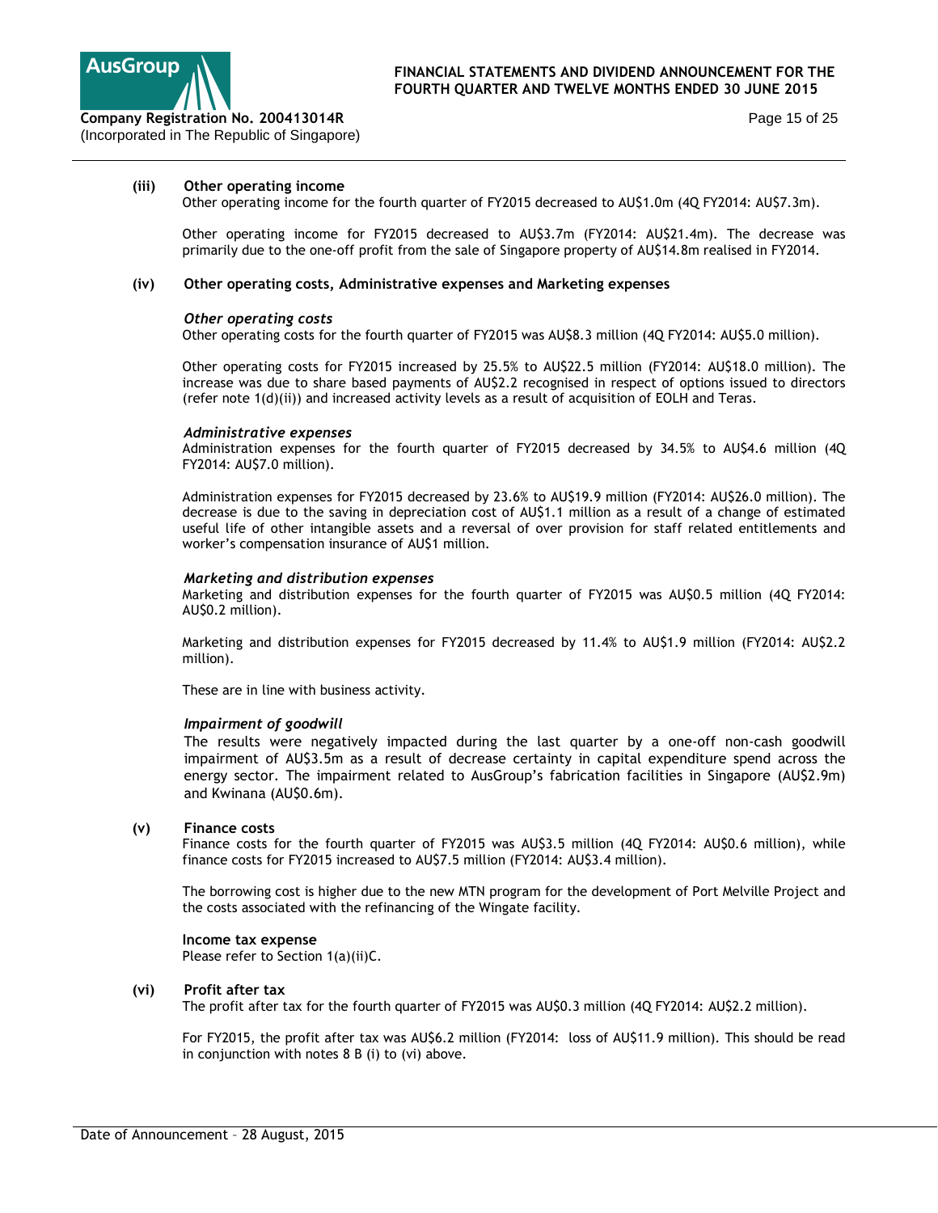**(iii) Other operating income**

Other operating income for the fourth quarter of FY2015 decreased to AU$1.0m (4Q FY2014: AU$7.3m).

Other operating income for FY2015 decreased to AU$3.7m (FY2014: AU$21.4m). The decrease was primarily due to the one-off profit from the sale of Singapore property of AU$14.8m realised in FY2014.

**(iv) Other operating costs, Administrative expenses and Marketing expenses**

***Other operating costs***

Other operating costs for the fourth quarter of FY2015 was AU$8.3 million (4Q FY2014: AU$5.0 million).

Other operating costs for FY2015 increased by 25.5% to AU$22.5 million (FY2014: AU$18.0 million). The increase was due to share based payments of AU$2.2 recognised in respect of options issued to directors (refer note 1(d)(ii)) and increased activity levels as a result of acquisition of EOLH and Teras.

***Administrative expenses***

Administration expenses for the fourth quarter of FY2015 decreased by 34.5% to AU$4.6 million (4Q FY2014: AU$7.0 million).

Administration expenses for FY2015 decreased by 23.6% to AU$19.9 million (FY2014: AU$26.0 million). The decrease is due to the saving in depreciation cost of AU$1.1 million as a result of a change of estimated useful life of other intangible assets and a reversal of over provision for staff related entitlements and worker's compensation insurance of AU$1 million.

***Marketing and distribution expenses***

Marketing and distribution expenses for the fourth quarter of FY2015 was AU$0.5 million (4Q FY2014: AU$0.2 million).

Marketing and distribution expenses for FY2015 decreased by 11.4% to AU$1.9 million (FY2014: AU$2.2 million).

These are in line with business activity.

***Impairment of goodwill***

The results were negatively impacted during the last quarter by a one-off non-cash goodwill impairment of AU$3.5m as a result of decrease certainty in capital expenditure spend across the energy sector. The impairment related to AusGroup's fabrication facilities in Singapore (AU$2.9m) and Kwinana (AU$0.6m).

**(v) Finance costs**

Finance costs for the fourth quarter of FY2015 was AU$3.5 million (4Q FY2014: AU$0.6 million), while finance costs for FY2015 increased to AU$7.5 million (FY2014: AU$3.4 million).

The borrowing cost is higher due to the new MTN program for the development of Port Melville Project and the costs associated with the refinancing of the Wingate facility.

**Income tax expense**

Please refer to Section 1(a)(ii)C.

**(vi) Profit after tax**

The profit after tax for the fourth quarter of FY2015 was AU$0.3 million (4Q FY2014: AU$2.2 million).

For FY2015, the profit after tax was AU$6.2 million (FY2014: loss of AU$11.9 million). This should be read in conjunction with notes 8 B (i) to (vi) above.

Date of Announcement – 28 August, 2015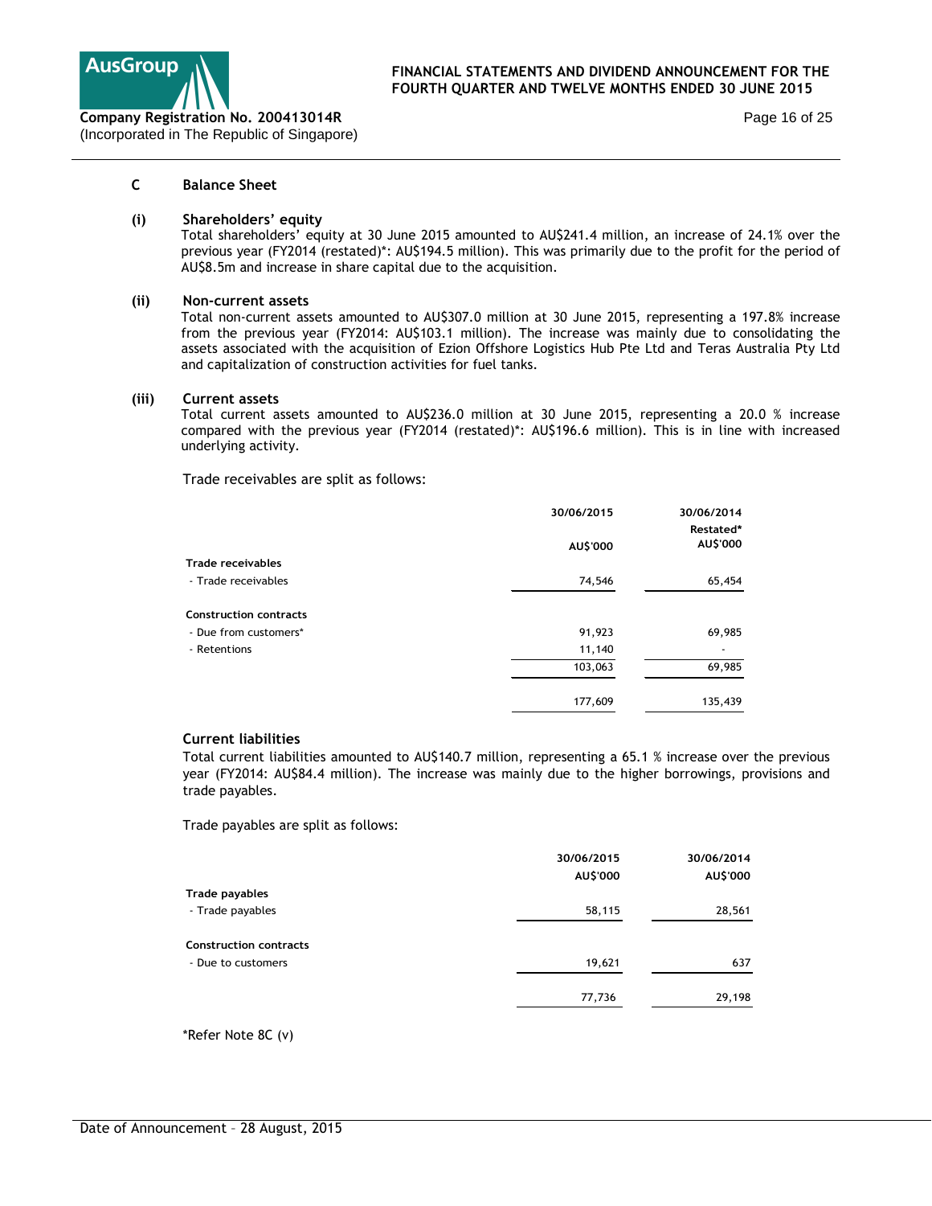## C Balance Sheet

### (i) Shareholders' equity

Total shareholders' equity at 30 June 2015 amounted to AU$241.4 million, an increase of 24.1% over the previous year (FY2014 (restated)*: AU$194.5 million). This was primarily due to the profit for the period of AU$8.5m and increase in share capital due to the acquisition.

### (ii) Non-current assets

Total non-current assets amounted to AU$307.0 million at 30 June 2015, representing a 197.8% increase from the previous year (FY2014: AU$103.1 million). The increase was mainly due to consolidating the assets associated with the acquisition of Ezion Offshore Logistics Hub Pte Ltd and Teras Australia Pty Ltd and capitalization of construction activities for fuel tanks.

### (iii) Current assets

Total current assets amounted to AU$236.0 million at 30 June 2015, representing a 20.0 % increase compared with the previous year (FY2014 (restated)*: AU$196.6 million). This is in line with increased underlying activity.

Trade receivables are split as follows:

| | 30/06/2015 | 30/06/2014 |
|---|---|---|
| | | Restated* |
| | AU$'000 | AU$'000 |
| **Trade receivables** | | |
| - Trade receivables | 74,546 | 65,454 |
| **Construction contracts** | | |
| - Due from customers* | 91,923 | 69,985 |
| - Retentions | 11,140 | - |
| | 103,063 | 69,985 |
| | 177,609 | 135,439 |

### Current liabilities

Total current liabilities amounted to AU$140.7 million, representing a 65.1 % increase over the previous year (FY2014: AU$84.4 million). The increase was mainly due to the higher borrowings, provisions and trade payables.

Trade payables are split as follows:

| | 30/06/2015 | 30/06/2014 |
|---|---|---|
| | AU$'000 | AU$'000 |
| **Trade payables** | | |
| - Trade payables | 58,115 | 28,561 |
| **Construction contracts** | | |
| - Due to customers | 19,621 | 637 |
| | 77,736 | 29,198 |

*Refer Note 8C (v)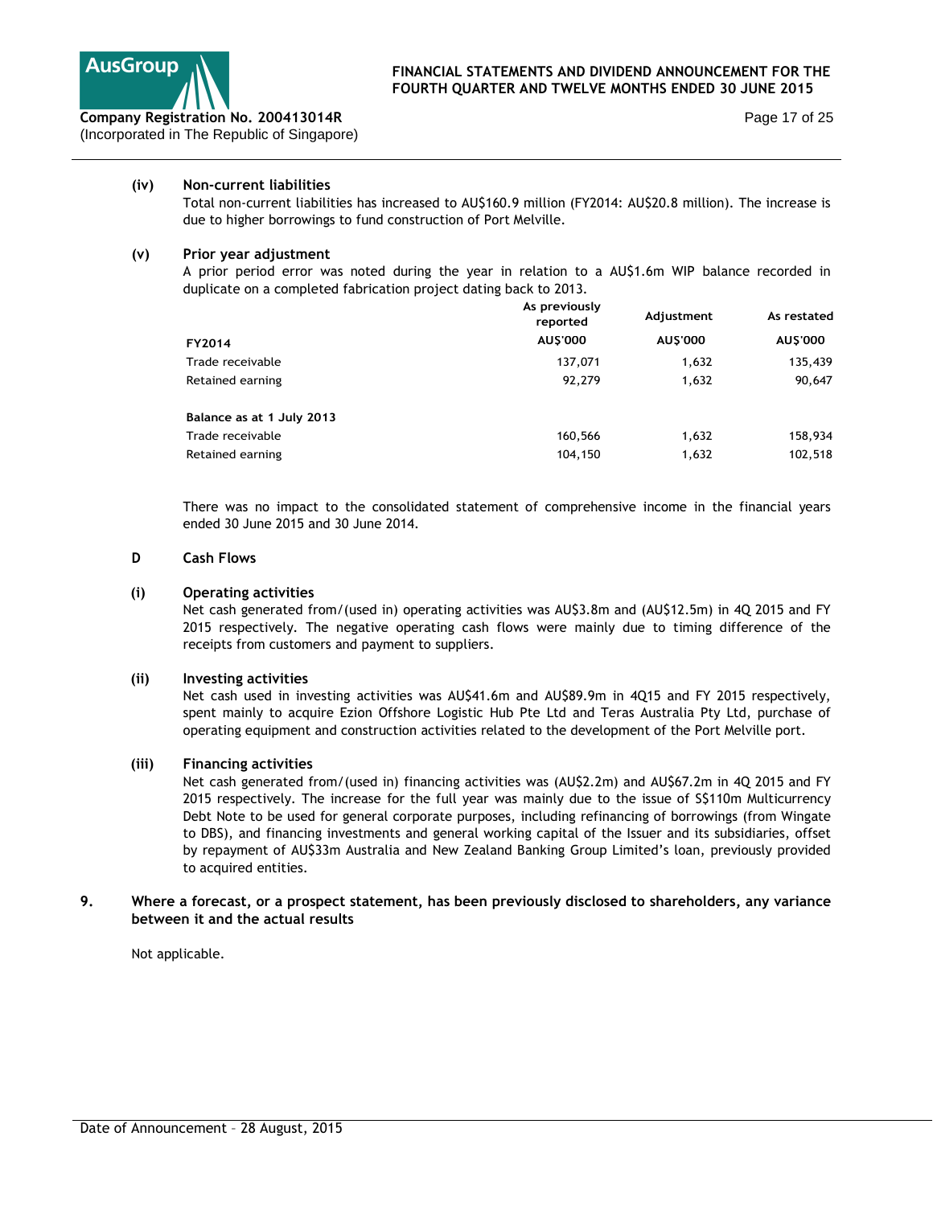**(iv) Non-current liabilities**

Total non-current liabilities has increased to AU$160.9 million (FY2014: AU$20.8 million). The increase is due to higher borrowings to fund construction of Port Melville.

**(v) Prior year adjustment**

A prior period error was noted during the year in relation to a AU$1.6m WIP balance recorded in duplicate on a completed fabrication project dating back to 2013.

| | As previously reported | Adjustment | As restated |
|---|---|---|---|
| **FY2014** | **AU$'000** | **AU$'000** | **AU$'000** |
| Trade receivable | 137,071 | 1,632 | 135,439 |
| Retained earning | 92,279 | 1,632 | 90,647 |
| | | | |
| **Balance as at 1 July 2013** | | | |
| Trade receivable | 160,566 | 1,632 | 158,934 |
| Retained earning | 104,150 | 1,632 | 102,518 |

There was no impact to the consolidated statement of comprehensive income in the financial years ended 30 June 2015 and 30 June 2014.

**D Cash Flows**

**(i) Operating activities**

Net cash generated from/(used in) operating activities was AU$3.8m and (AU$12.5m) in 4Q 2015 and FY 2015 respectively. The negative operating cash flows were mainly due to timing difference of the receipts from customers and payment to suppliers.

**(ii) Investing activities**

Net cash used in investing activities was AU$41.6m and AU$89.9m in 4Q15 and FY 2015 respectively, spent mainly to acquire Ezion Offshore Logistic Hub Pte Ltd and Teras Australia Pty Ltd, purchase of operating equipment and construction activities related to the development of the Port Melville port.

**(iii) Financing activities**

Net cash generated from/(used in) financing activities was (AU$2.2m) and AU$67.2m in 4Q 2015 and FY 2015 respectively. The increase for the full year was mainly due to the issue of S$110m Multicurrency Debt Note to be used for general corporate purposes, including refinancing of borrowings (from Wingate to DBS), and financing investments and general working capital of the Issuer and its subsidiaries, offset by repayment of AU$33m Australia and New Zealand Banking Group Limited's loan, previously provided to acquired entities.

**9. Where a forecast, or a prospect statement, has been previously disclosed to shareholders, any variance between it and the actual results**

Not applicable.

Date of Announcement – 28 August, 2015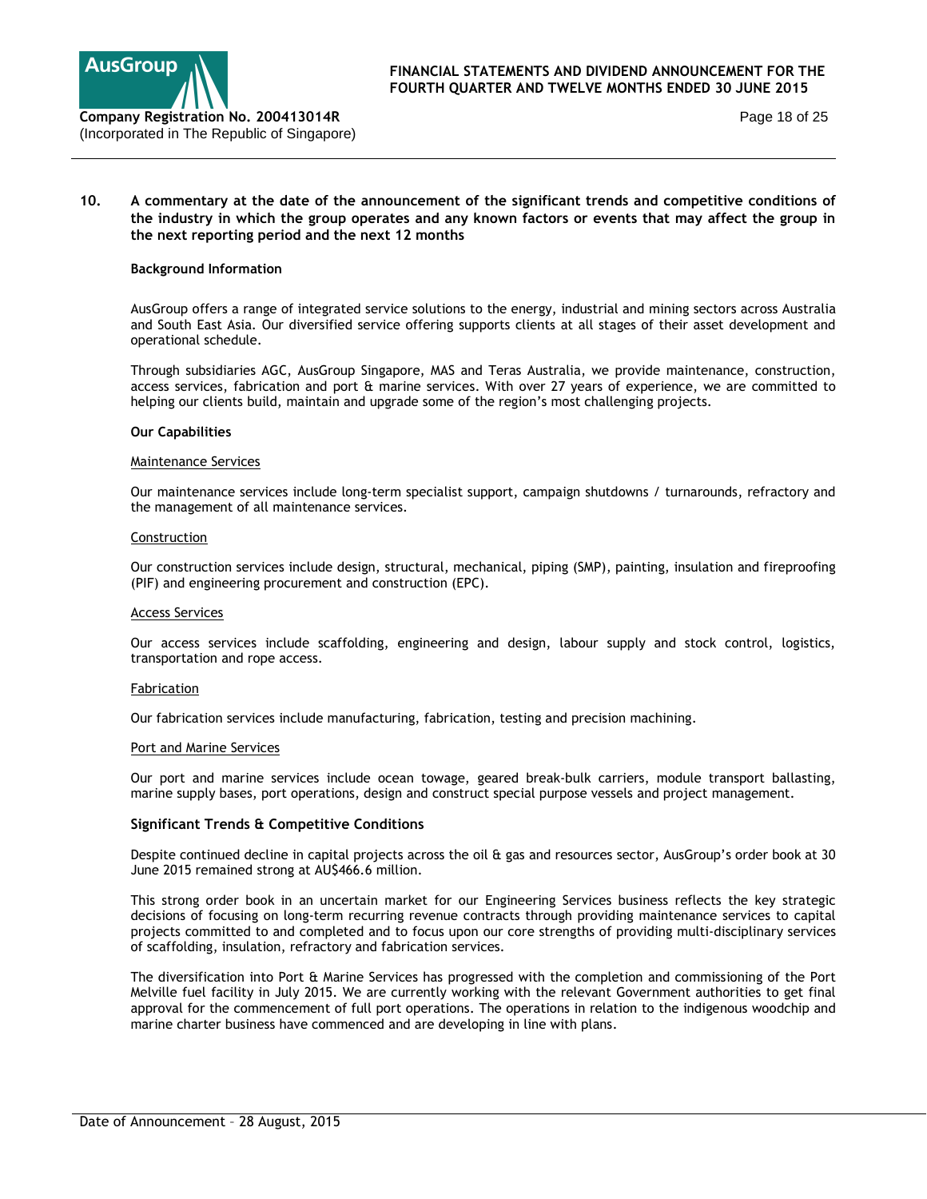## 10. A commentary at the date of the announcement of the significant trends and competitive conditions of the industry in which the group operates and any known factors or events that may affect the group in the next reporting period and the next 12 months

**Background Information**

AusGroup offers a range of integrated service solutions to the energy, industrial and mining sectors across Australia and South East Asia. Our diversified service offering supports clients at all stages of their asset development and operational schedule.

Through subsidiaries AGC, AusGroup Singapore, MAS and Teras Australia, we provide maintenance, construction, access services, fabrication and port & marine services. With over 27 years of experience, we are committed to helping our clients build, maintain and upgrade some of the region's most challenging projects.

**Our Capabilities**

Maintenance Services

Our maintenance services include long-term specialist support, campaign shutdowns / turnarounds, refractory and the management of all maintenance services.

Construction

Our construction services include design, structural, mechanical, piping (SMP), painting, insulation and fireproofing (PIF) and engineering procurement and construction (EPC).

Access Services

Our access services include scaffolding, engineering and design, labour supply and stock control, logistics, transportation and rope access.

Fabrication

Our fabrication services include manufacturing, fabrication, testing and precision machining.

Port and Marine Services

Our port and marine services include ocean towage, geared break-bulk carriers, module transport ballasting, marine supply bases, port operations, design and construct special purpose vessels and project management.

**Significant Trends & Competitive Conditions**

Despite continued decline in capital projects across the oil & gas and resources sector, AusGroup's order book at 30 June 2015 remained strong at AU$466.6 million.

This strong order book in an uncertain market for our Engineering Services business reflects the key strategic decisions of focusing on long-term recurring revenue contracts through providing maintenance services to capital projects committed to and completed and to focus upon our core strengths of providing multi-disciplinary services of scaffolding, insulation, refractory and fabrication services.

The diversification into Port & Marine Services has progressed with the completion and commissioning of the Port Melville fuel facility in July 2015. We are currently working with the relevant Government authorities to get final approval for the commencement of full port operations. The operations in relation to the indigenous woodchip and marine charter business have commenced and are developing in line with plans.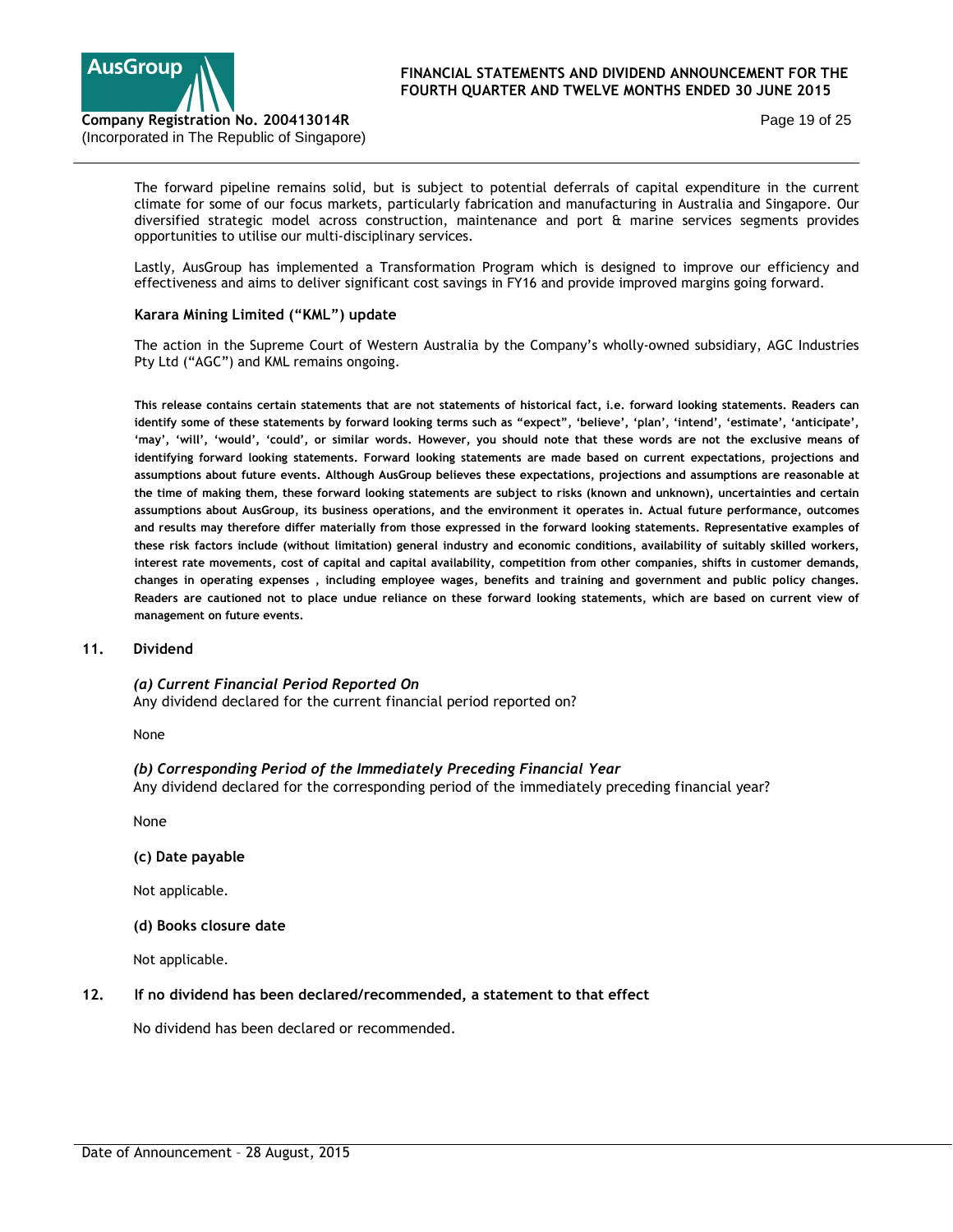The forward pipeline remains solid, but is subject to potential deferrals of capital expenditure in the current climate for some of our focus markets, particularly fabrication and manufacturing in Australia and Singapore. Our diversified strategic model across construction, maintenance and port & marine services segments provides opportunities to utilise our multi-disciplinary services.

Lastly, AusGroup has implemented a Transformation Program which is designed to improve our efficiency and effectiveness and aims to deliver significant cost savings in FY16 and provide improved margins going forward.

**Karara Mining Limited ("KML") update**

The action in the Supreme Court of Western Australia by the Company's wholly-owned subsidiary, AGC Industries Pty Ltd ("AGC") and KML remains ongoing.

**This release contains certain statements that are not statements of historical fact, i.e. forward looking statements. Readers can identify some of these statements by forward looking terms such as "expect", 'believe', 'plan', 'intend', 'estimate', 'anticipate', 'may', 'will', 'would', 'could', or similar words. However, you should note that these words are not the exclusive means of identifying forward looking statements. Forward looking statements are made based on current expectations, projections and assumptions about future events. Although AusGroup believes these expectations, projections and assumptions are reasonable at the time of making them, these forward looking statements are subject to risks (known and unknown), uncertainties and certain assumptions about AusGroup, its business operations, and the environment it operates in. Actual future performance, outcomes and results may therefore differ materially from those expressed in the forward looking statements. Representative examples of these risk factors include (without limitation) general industry and economic conditions, availability of suitably skilled workers, interest rate movements, cost of capital and capital availability, competition from other companies, shifts in customer demands, changes in operating expenses , including employee wages, benefits and training and government and public policy changes. Readers are cautioned not to place undue reliance on these forward looking statements, which are based on current view of management on future events.**

## 11. Dividend

***(a) Current Financial Period Reported On***

Any dividend declared for the current financial period reported on?

None

***(b) Corresponding Period of the Immediately Preceding Financial Year***

Any dividend declared for the corresponding period of the immediately preceding financial year?

None

**(c) Date payable**

Not applicable.

**(d) Books closure date**

Not applicable.

## 12. If no dividend has been declared/recommended, a statement to that effect

No dividend has been declared or recommended.

Date of Announcement – 28 August, 2015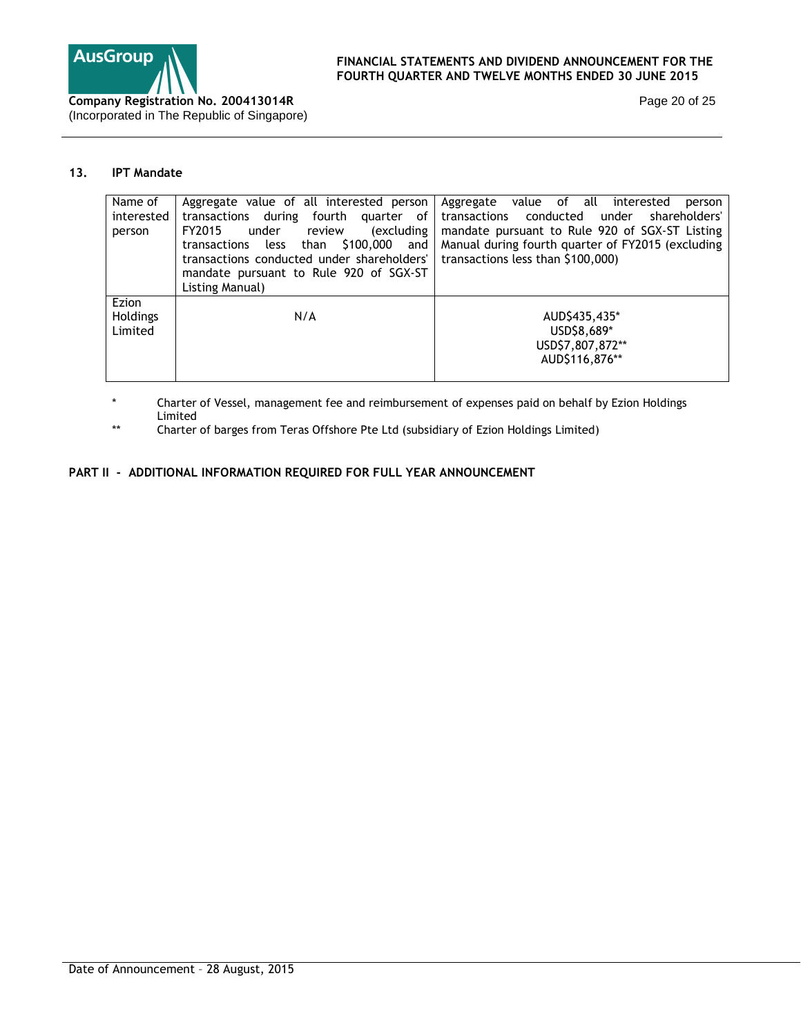## 13. IPT Mandate

| Name of interested person | Aggregate value of all interested person transactions during fourth quarter of FY2015 under review (excluding transactions less than $100,000 and transactions conducted under shareholders' mandate pursuant to Rule 920 of SGX-ST Listing Manual) | Aggregate value of all interested person transactions conducted under shareholders' mandate pursuant to Rule 920 of SGX-ST Listing Manual during fourth quarter of FY2015 (excluding transactions less than $100,000) |
|---|---|---|
| Ezion Holdings Limited | N/A | AUD$435,435*<br>USD$8,689*<br>USD$7,807,872**<br>AUD$116,876** |

\* Charter of Vessel, management fee and reimbursement of expenses paid on behalf by Ezion Holdings Limited

\*\* Charter of barges from Teras Offshore Pte Ltd (subsidiary of Ezion Holdings Limited)

## PART II - ADDITIONAL INFORMATION REQUIRED FOR FULL YEAR ANNOUNCEMENT

Date of Announcement – 28 August, 2015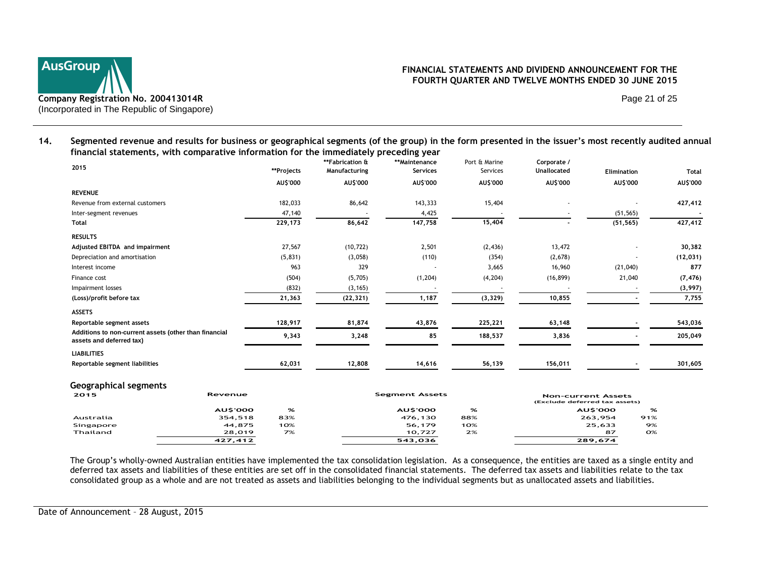## 14. Segmented revenue and results for business or geographical segments (of the group) in the form presented in the issuer's most recently audited annual financial statements, with comparative information for the immediately preceding year

| 2015 | **Projects | **Fabrication & Manufacturing | **Maintenance Services | Port & Marine Services | Corporate / Unallocated | Elimination | Total |
|---|---|---|---|---|---|---|---|
| | AU$'000 | AU$'000 | AU$'000 | AU$'000 | AU$'000 | AU$'000 | AU$'000 |
| **REVENUE** | | | | | | | |
| Revenue from external customers | 182,033 | 86,642 | 143,333 | 15,404 | - | - | **427,412** |
| Inter-segment revenues | 47,140 | - | 4,425 | - | - | (51,565) | - |
| **Total** | **229,173** | **86,642** | **147,758** | **15,404** | - | **(51,565)** | **427,412** |
| **RESULTS** | | | | | | | |
| **Adjusted EBITDA and impairment** | 27,567 | (10,722) | 2,501 | (2,436) | 13,472 | - | **30,382** |
| Depreciation and amortisation | (5,831) | (3,058) | (110) | (354) | (2,678) | - | **(12,031)** |
| Interest income | 963 | 329 | - | 3,665 | 16,960 | (21,040) | **877** |
| Finance cost | (504) | (5,705) | (1,204) | (4,204) | (16,899) | 21,040 | **(7,476)** |
| Impairment losses | (832) | (3,165) | - | - | - | - | **(3,997)** |
| **(Loss)/profit before tax** | **21,363** | **(22,321)** | **1,187** | **(3,329)** | **10,855** | - | **7,755** |
| **ASSETS** | | | | | | | |
| **Reportable segment assets** | **128,917** | **81,874** | **43,876** | **225,221** | **63,148** | - | **543,036** |
| **Additions to non-current assets (other than financial assets and deferred tax)** | **9,343** | **3,248** | **85** | **188,537** | **3,836** | - | **205,049** |
| **LIABILITIES** | | | | | | | |
| **Reportable segment liabilities** | **62,031** | **12,808** | **14,616** | **56,139** | **156,011** | - | **301,605** |

### Geographical segments

| 2015 | Revenue | | Segment Assets | | Non-current Assets (Exclude deferred tax assets) | |
|---|---|---|---|---|---|---|
| | AU$'000 | % | AU$'000 | % | AU$'000 | % |
| Australia | 354,518 | 83% | 476,130 | 88% | 263,954 | 91% |
| Singapore | 44,875 | 10% | 56,179 | 10% | 25,633 | 9% |
| Thailand | 28,019 | 7% | 10,727 | 2% | 87 | 0% |
| | 427,412 | | 543,036 | | 289,674 | |

The Group's wholly-owned Australian entities have implemented the tax consolidation legislation. As a consequence, the entities are taxed as a single entity and deferred tax assets and liabilities of these entities are set off in the consolidated financial statements. The deferred tax assets and liabilities relate to the tax consolidated group as a whole and are not treated as assets and liabilities belonging to the individual segments but as unallocated assets and liabilities.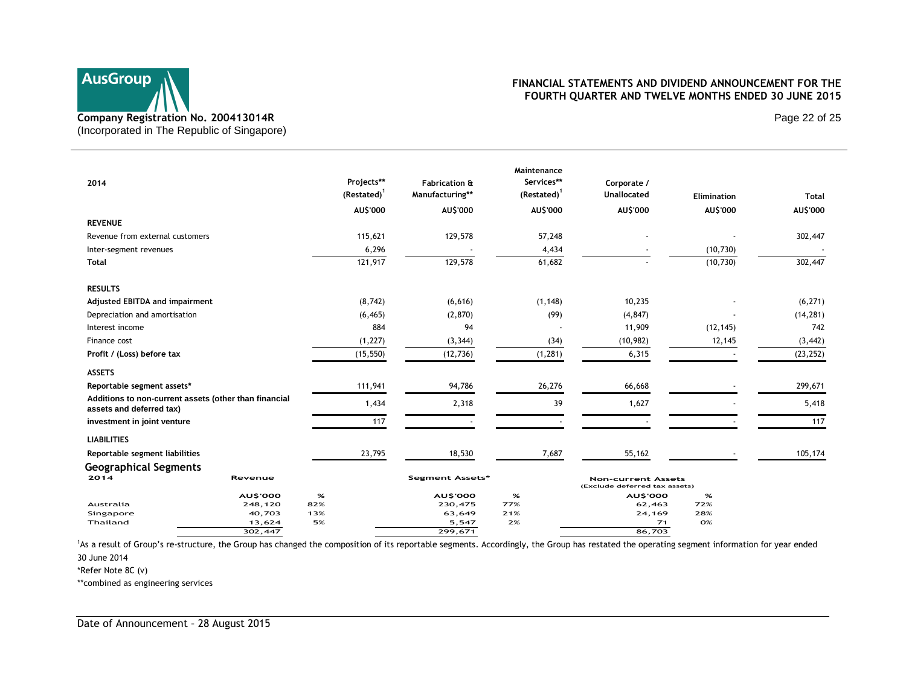| 2014 | Projects** (Restated)[1] | Fabrication & Manufacturing** | Maintenance Services** (Restated)[1] | Corporate / Unallocated | Elimination | Total |
|---|---|---|---|---|---|---|
| | AU$'000 | AU$'000 | AU$'000 | AU$'000 | AU$'000 | AU$'000 |
| **REVENUE** | | | | | | |
| Revenue from external customers | 115,621 | 129,578 | 57,248 | - | - | 302,447 |
| Inter-segment revenues | 6,296 | - | 4,434 | - | (10,730) | - |
| **Total** | 121,917 | 129,578 | 61,682 | - | (10,730) | 302,447 |
| **RESULTS** | | | | | | |
| **Adjusted EBITDA and impairment** | (8,742) | (6,616) | (1,148) | 10,235 | - | (6,271) |
| Depreciation and amortisation | (6,465) | (2,870) | (99) | (4,847) | - | (14,281) |
| Interest income | 884 | 94 | - | 11,909 | (12,145) | 742 |
| Finance cost | (1,227) | (3,344) | (34) | (10,982) | 12,145 | (3,442) |
| **Profit / (Loss) before tax** | (15,550) | (12,736) | (1,281) | 6,315 | - | (23,252) |
| **ASSETS** | | | | | | |
| **Reportable segment assets*** | 111,941 | 94,786 | 26,276 | 66,668 | - | 299,671 |
| **Additions to non-current assets (other than financial assets and deferred tax)** | 1,434 | 2,318 | 39 | 1,627 | - | 5,418 |
| **investment in joint venture** | 117 | - | - | - | - | 117 |
| **LIABILITIES** | | | | | | |
| **Reportable segment liabilities** | 23,795 | 18,530 | 7,687 | 55,162 | - | 105,174 |

## Geographical Segments

| 2014 | Revenue | | Segment Assets* | | Non-current Assets (Exclude deferred tax assets) | |
|---|---|---|---|---|---|---|
| | AU$'000 | % | AU$'000 | % | AU$'000 | % |
| Australia | 248,120 | 82% | 230,475 | 77% | 62,463 | 72% |
| Singapore | 40,703 | 13% | 63,649 | 21% | 24,169 | 28% |
| Thailand | 13,624 | 5% | 5,547 | 2% | 71 | 0% |
| | 302,447 | | 299,671 | | 86,703 | |

[1]As a result of Group's re-structure, the Group has changed the composition of its reportable segments. Accordingly, the Group has restated the operating segment information for year ended 30 June 2014

*Refer Note 8C (v)

**combined as engineering services

Date of Announcement – 28 August 2015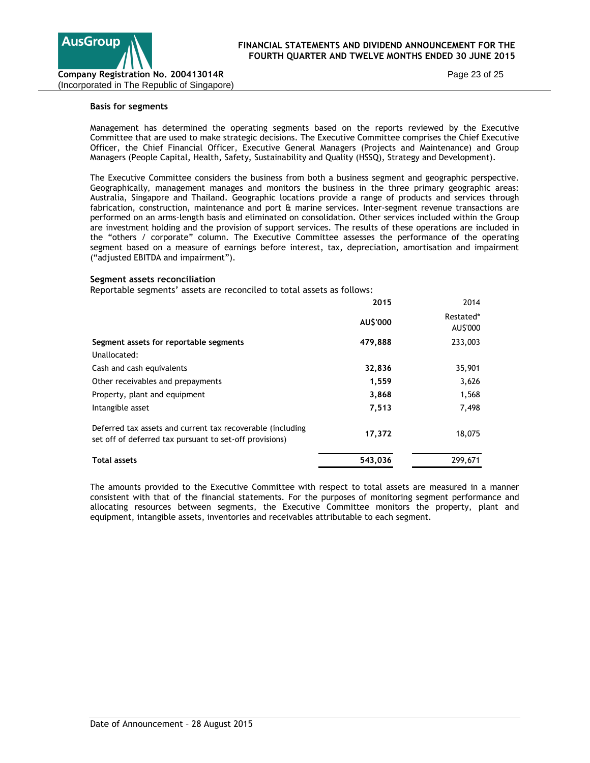### Basis for segments

Management has determined the operating segments based on the reports reviewed by the Executive Committee that are used to make strategic decisions. The Executive Committee comprises the Chief Executive Officer, the Chief Financial Officer, Executive General Managers (Projects and Maintenance) and Group Managers (People Capital, Health, Safety, Sustainability and Quality (HSSQ), Strategy and Development).

The Executive Committee considers the business from both a business segment and geographic perspective. Geographically, management manages and monitors the business in the three primary geographic areas: Australia, Singapore and Thailand. Geographic locations provide a range of products and services through fabrication, construction, maintenance and port & marine services. Inter-segment revenue transactions are performed on an arms-length basis and eliminated on consolidation. Other services included within the Group are investment holding and the provision of support services. The results of these operations are included in the "others / corporate" column. The Executive Committee assesses the performance of the operating segment based on a measure of earnings before interest, tax, depreciation, amortisation and impairment ("adjusted EBITDA and impairment").

### Segment assets reconciliation

Reportable segments' assets are reconciled to total assets as follows:

| | 2015 | 2014 |
|---|---|---|
| | AU$'000 | Restated* AU$'000 |
| **Segment assets for reportable segments** | **479,888** | 233,003 |
| Unallocated: | | |
| Cash and cash equivalents | **32,836** | 35,901 |
| Other receivables and prepayments | **1,559** | 3,626 |
| Property, plant and equipment | **3,868** | 1,568 |
| Intangible asset | **7,513** | 7,498 |
| Deferred tax assets and current tax recoverable (including set off of deferred tax pursuant to set-off provisions) | **17,372** | 18,075 |
| **Total assets** | **543,036** | 299,671 |

The amounts provided to the Executive Committee with respect to total assets are measured in a manner consistent with that of the financial statements. For the purposes of monitoring segment performance and allocating resources between segments, the Executive Committee monitors the property, plant and equipment, intangible assets, inventories and receivables attributable to each segment.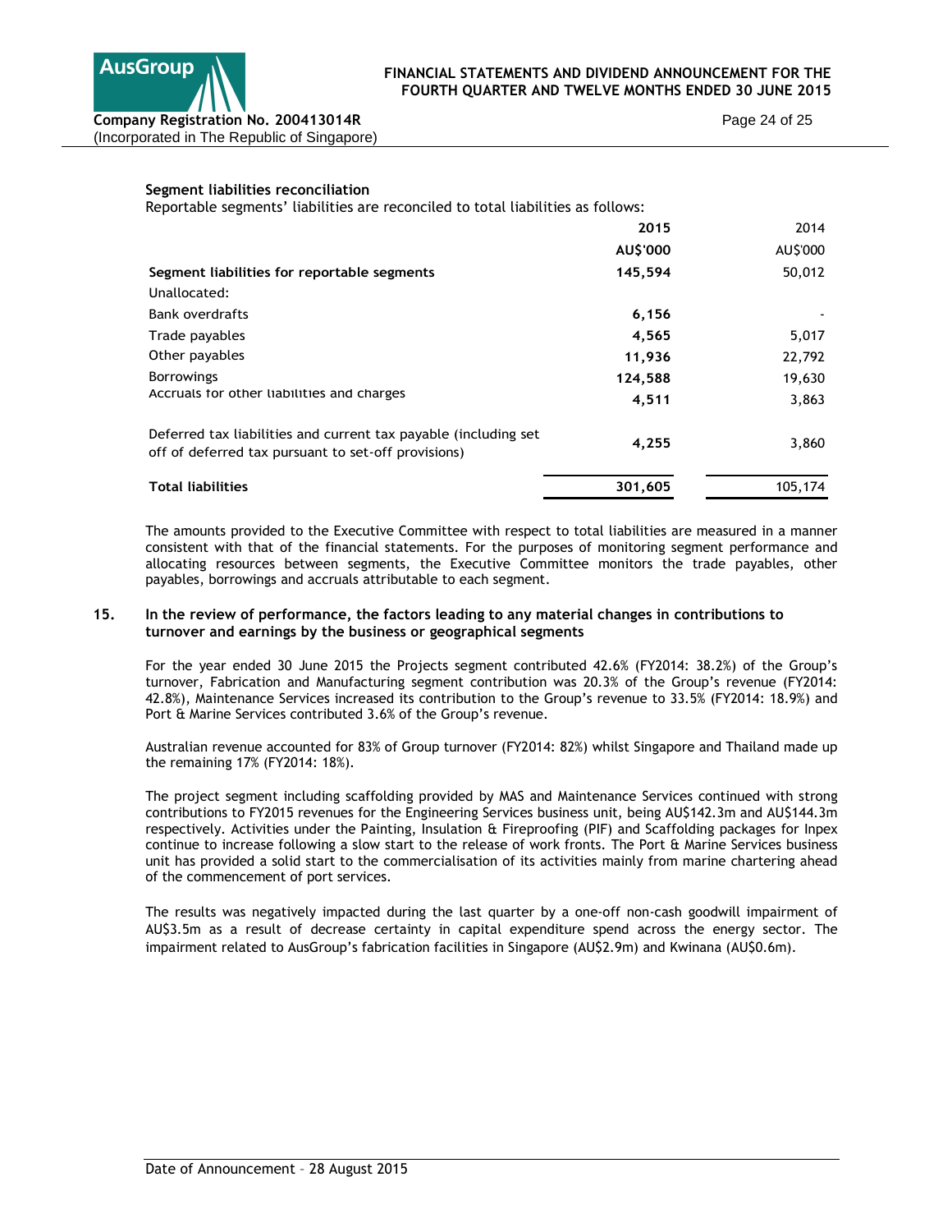**Segment liabilities reconciliation**

Reportable segments' liabilities are reconciled to total liabilities as follows:

| | 2015 | 2014 |
|---|---|---|
| | AU$'000 | AU$'000 |
| **Segment liabilities for reportable segments** | **145,594** | 50,012 |
| Unallocated: | | |
| Bank overdrafts | **6,156** | - |
| Trade payables | **4,565** | 5,017 |
| Other payables | **11,936** | 22,792 |
| Borrowings | **124,588** | 19,630 |
| Accruals for other liabilities and charges | **4,511** | 3,863 |
| Deferred tax liabilities and current tax payable (including set off of deferred tax pursuant to set-off provisions) | **4,255** | 3,860 |
| **Total liabilities** | **301,605** | 105,174 |

The amounts provided to the Executive Committee with respect to total liabilities are measured in a manner consistent with that of the financial statements. For the purposes of monitoring segment performance and allocating resources between segments, the Executive Committee monitors the trade payables, other payables, borrowings and accruals attributable to each segment.

## 15. In the review of performance, the factors leading to any material changes in contributions to turnover and earnings by the business or geographical segments

For the year ended 30 June 2015 the Projects segment contributed 42.6% (FY2014: 38.2%) of the Group's turnover, Fabrication and Manufacturing segment contribution was 20.3% of the Group's revenue (FY2014: 42.8%), Maintenance Services increased its contribution to the Group's revenue to 33.5% (FY2014: 18.9%) and Port & Marine Services contributed 3.6% of the Group's revenue.

Australian revenue accounted for 83% of Group turnover (FY2014: 82%) whilst Singapore and Thailand made up the remaining 17% (FY2014: 18%).

The project segment including scaffolding provided by MAS and Maintenance Services continued with strong contributions to FY2015 revenues for the Engineering Services business unit, being AU$142.3m and AU$144.3m respectively. Activities under the Painting, Insulation & Fireproofing (PIF) and Scaffolding packages for Inpex continue to increase following a slow start to the release of work fronts. The Port & Marine Services business unit has provided a solid start to the commercialisation of its activities mainly from marine chartering ahead of the commencement of port services.

The results was negatively impacted during the last quarter by a one-off non-cash goodwill impairment of AU$3.5m as a result of decrease certainty in capital expenditure spend across the energy sector. The impairment related to AusGroup's fabrication facilities in Singapore (AU$2.9m) and Kwinana (AU$0.6m).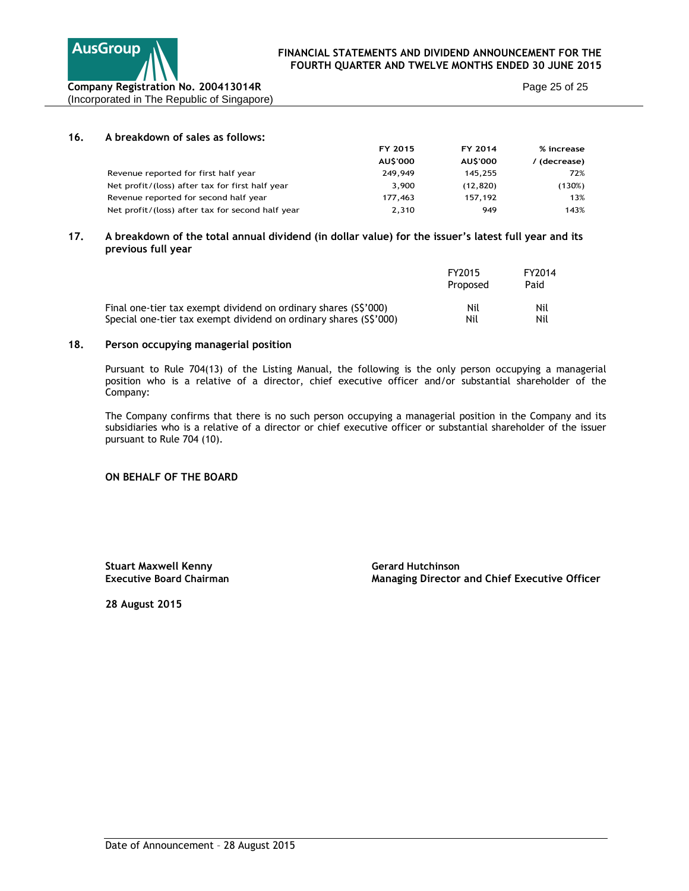## 16. A breakdown of sales as follows:

| | FY 2015 AU$'000 | FY 2014 AU$'000 | % increase / (decrease) |
|---|---|---|---|
| Revenue reported for first half year | 249,949 | 145,255 | 72% |
| Net profit/(loss) after tax for first half year | 3,900 | (12,820) | (130%) |
| Revenue reported for second half year | 177,463 | 157,192 | 13% |
| Net profit/(loss) after tax for second half year | 2,310 | 949 | 143% |

## 17. A breakdown of the total annual dividend (in dollar value) for the issuer's latest full year and its previous full year

| | FY2015 Proposed | FY2014 Paid |
|---|---|---|
| Final one-tier tax exempt dividend on ordinary shares (S$'000) | Nil | Nil |
| Special one-tier tax exempt dividend on ordinary shares (S$'000) | Nil | Nil |

## 18. Person occupying managerial position

Pursuant to Rule 704(13) of the Listing Manual, the following is the only person occupying a managerial position who is a relative of a director, chief executive officer and/or substantial shareholder of the Company:

The Company confirms that there is no such person occupying a managerial position in the Company and its subsidiaries who is a relative of a director or chief executive officer or substantial shareholder of the issuer pursuant to Rule 704 (10).

**ON BEHALF OF THE BOARD**

**Stuart Maxwell Kenny**
**Executive Board Chairman**

**Gerard Hutchinson**
**Managing Director and Chief Executive Officer**

**28 August 2015**

Date of Announcement – 28 August 2015